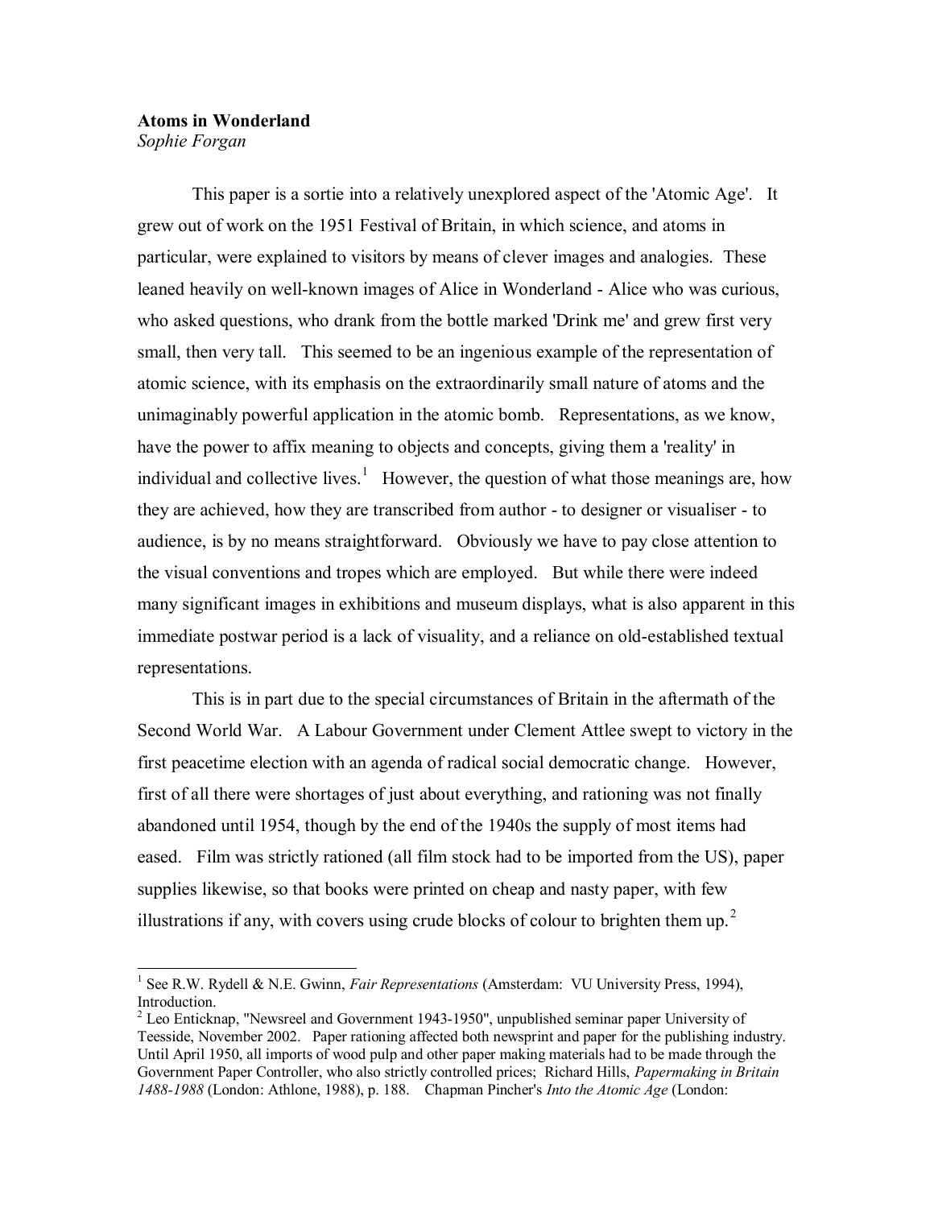**Atoms in Wonderland**

*Sophie Forgan*

This paper is a sortie into a relatively unexplored aspect of the 'Atomic Age'. It grew out of work on the 1951 Festival of Britain, in which science, and atoms in particular, were explained to visitors by means of clever images and analogies. These leaned heavily on well-known images of Alice in Wonderland - Alice who was curious, who asked questions, who drank from the bottle marked 'Drink me' and grew first very small, then very tall. This seemed to be an ingenious example of the representation of atomic science, with its emphasis on the extraordinarily small nature of atoms and the unimaginably powerful application in the atomic bomb. Representations, as we know, have the power to affix meaning to objects and concepts, giving them a 'reality' in individual and collective lives.[1] However, the question of what those meanings are, how they are achieved, how they are transcribed from author - to designer or visualiser - to audience, is by no means straightforward. Obviously we have to pay close attention to the visual conventions and tropes which are employed. But while there were indeed many significant images in exhibitions and museum displays, what is also apparent in this immediate postwar period is a lack of visuality, and a reliance on old-established textual representations.

This is in part due to the special circumstances of Britain in the aftermath of the Second World War. A Labour Government under Clement Attlee swept to victory in the first peacetime election with an agenda of radical social democratic change. However, first of all there were shortages of just about everything, and rationing was not finally abandoned until 1954, though by the end of the 1940s the supply of most items had eased. Film was strictly rationed (all film stock had to be imported from the US), paper supplies likewise, so that books were printed on cheap and nasty paper, with few illustrations if any, with covers using crude blocks of colour to brighten them up.[2]

---

[1] See R.W. Rydell & N.E. Gwinn, *Fair Representations* (Amsterdam: VU University Press, 1994), Introduction.

[2] Leo Enticknap, "Newsreel and Government 1943-1950", unpublished seminar paper University of Teesside, November 2002. Paper rationing affected both newsprint and paper for the publishing industry. Until April 1950, all imports of wood pulp and other paper making materials had to be made through the Government Paper Controller, who also strictly controlled prices; Richard Hills, *Papermaking in Britain 1488-1988* (London: Athlone, 1988), p. 188. Chapman Pincher's *Into the Atomic Age* (London: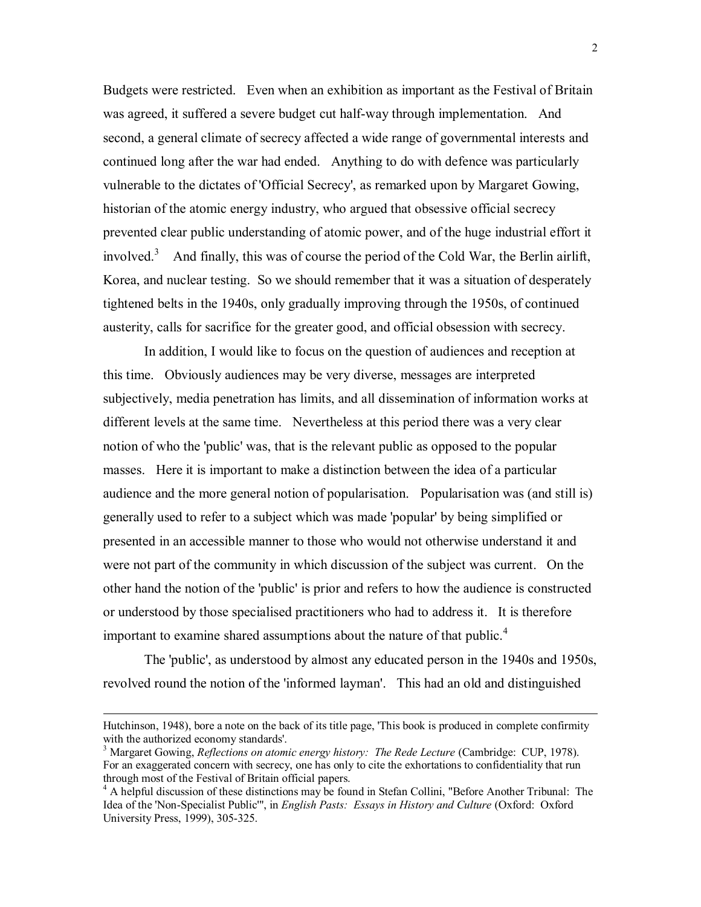Budgets were restricted. Even when an exhibition as important as the Festival of Britain was agreed, it suffered a severe budget cut half-way through implementation. And second, a general climate of secrecy affected a wide range of governmental interests and continued long after the war had ended. Anything to do with defence was particularly vulnerable to the dictates of 'Official Secrecy', as remarked upon by Margaret Gowing, historian of the atomic energy industry, who argued that obsessive official secrecy prevented clear public understanding of atomic power, and of the huge industrial effort it involved.[3] And finally, this was of course the period of the Cold War, the Berlin airlift, Korea, and nuclear testing. So we should remember that it was a situation of desperately tightened belts in the 1940s, only gradually improving through the 1950s, of continued austerity, calls for sacrifice for the greater good, and official obsession with secrecy.

In addition, I would like to focus on the question of audiences and reception at this time. Obviously audiences may be very diverse, messages are interpreted subjectively, media penetration has limits, and all dissemination of information works at different levels at the same time. Nevertheless at this period there was a very clear notion of who the 'public' was, that is the relevant public as opposed to the popular masses. Here it is important to make a distinction between the idea of a particular audience and the more general notion of popularisation. Popularisation was (and still is) generally used to refer to a subject which was made 'popular' by being simplified or presented in an accessible manner to those who would not otherwise understand it and were not part of the community in which discussion of the subject was current. On the other hand the notion of the 'public' is prior and refers to how the audience is constructed or understood by those specialised practitioners who had to address it. It is therefore important to examine shared assumptions about the nature of that public.[4]

The 'public', as understood by almost any educated person in the 1940s and 1950s, revolved round the notion of the 'informed layman'. This had an old and distinguished

---

Hutchinson, 1948), bore a note on the back of its title page, 'This book is produced in complete confirmity with the authorized economy standards'.

[3] Margaret Gowing, *Reflections on atomic energy history: The Rede Lecture* (Cambridge: CUP, 1978). For an exaggerated concern with secrecy, one has only to cite the exhortations to confidentiality that run through most of the Festival of Britain official papers.

[4] A helpful discussion of these distinctions may be found in Stefan Collini, "Before Another Tribunal: The Idea of the 'Non-Specialist Public'", in *English Pasts: Essays in History and Culture* (Oxford: Oxford University Press, 1999), 305-325.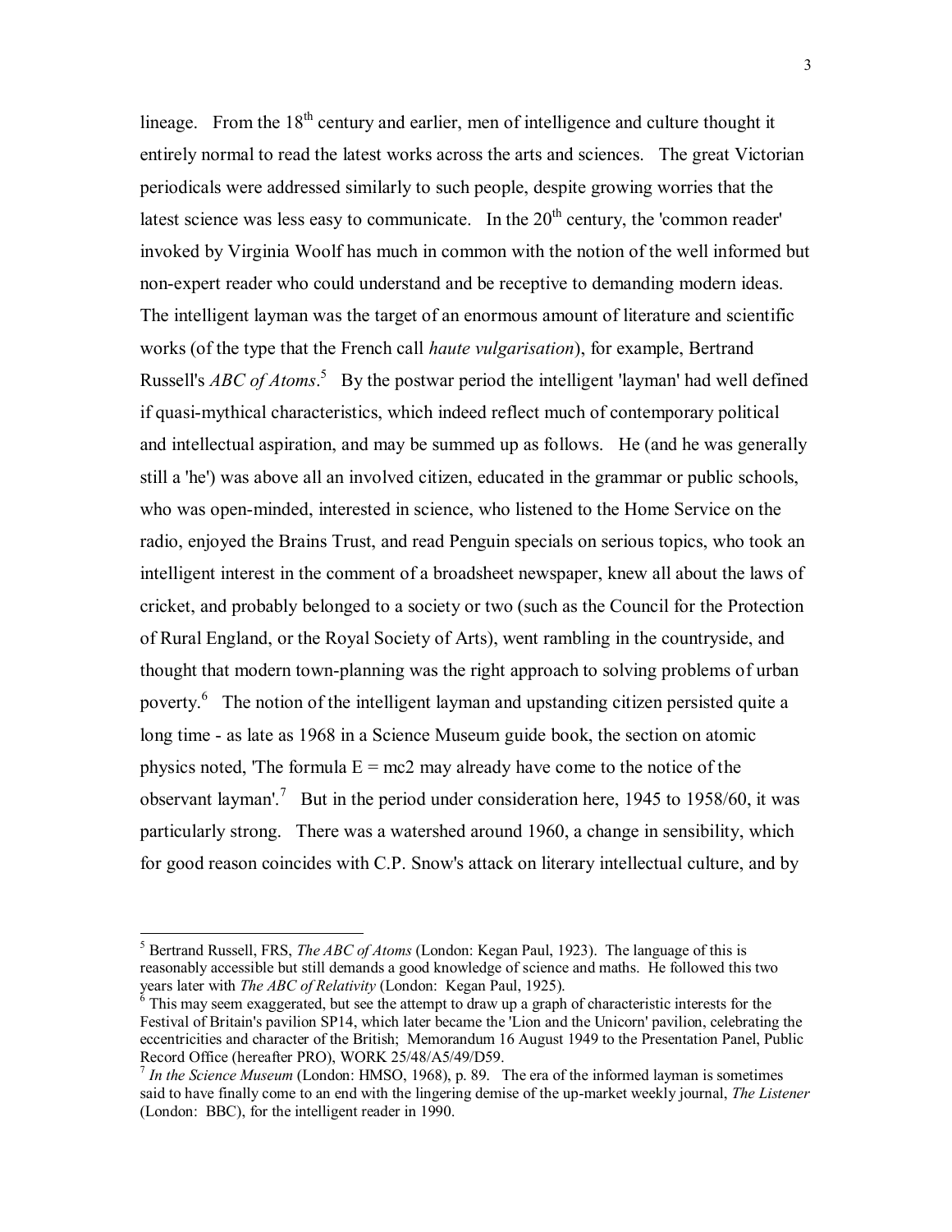lineage. From the 18th century and earlier, men of intelligence and culture thought it entirely normal to read the latest works across the arts and sciences. The great Victorian periodicals were addressed similarly to such people, despite growing worries that the latest science was less easy to communicate. In the 20th century, the 'common reader' invoked by Virginia Woolf has much in common with the notion of the well informed but non-expert reader who could understand and be receptive to demanding modern ideas. The intelligent layman was the target of an enormous amount of literature and scientific works (of the type that the French call *haute vulgarisation*), for example, Bertrand Russell's *ABC of Atoms*.[5] By the postwar period the intelligent 'layman' had well defined if quasi-mythical characteristics, which indeed reflect much of contemporary political and intellectual aspiration, and may be summed up as follows. He (and he was generally still a 'he') was above all an involved citizen, educated in the grammar or public schools, who was open-minded, interested in science, who listened to the Home Service on the radio, enjoyed the Brains Trust, and read Penguin specials on serious topics, who took an intelligent interest in the comment of a broadsheet newspaper, knew all about the laws of cricket, and probably belonged to a society or two (such as the Council for the Protection of Rural England, or the Royal Society of Arts), went rambling in the countryside, and thought that modern town-planning was the right approach to solving problems of urban poverty.[6] The notion of the intelligent layman and upstanding citizen persisted quite a long time - as late as 1968 in a Science Museum guide book, the section on atomic physics noted, 'The formula E = mc2 may already have come to the notice of the observant layman'.[7] But in the period under consideration here, 1945 to 1958/60, it was particularly strong. There was a watershed around 1960, a change in sensibility, which for good reason coincides with C.P. Snow's attack on literary intellectual culture, and by

---

[5] Bertrand Russell, FRS, *The ABC of Atoms* (London: Kegan Paul, 1923). The language of this is reasonably accessible but still demands a good knowledge of science and maths. He followed this two years later with *The ABC of Relativity* (London: Kegan Paul, 1925).

[6] This may seem exaggerated, but see the attempt to draw up a graph of characteristic interests for the Festival of Britain's pavilion SP14, which later became the 'Lion and the Unicorn' pavilion, celebrating the eccentricities and character of the British; Memorandum 16 August 1949 to the Presentation Panel, Public Record Office (hereafter PRO), WORK 25/48/A5/49/D59.

[7] *In the Science Museum* (London: HMSO, 1968), p. 89. The era of the informed layman is sometimes said to have finally come to an end with the lingering demise of the up-market weekly journal, *The Listener* (London: BBC), for the intelligent reader in 1990.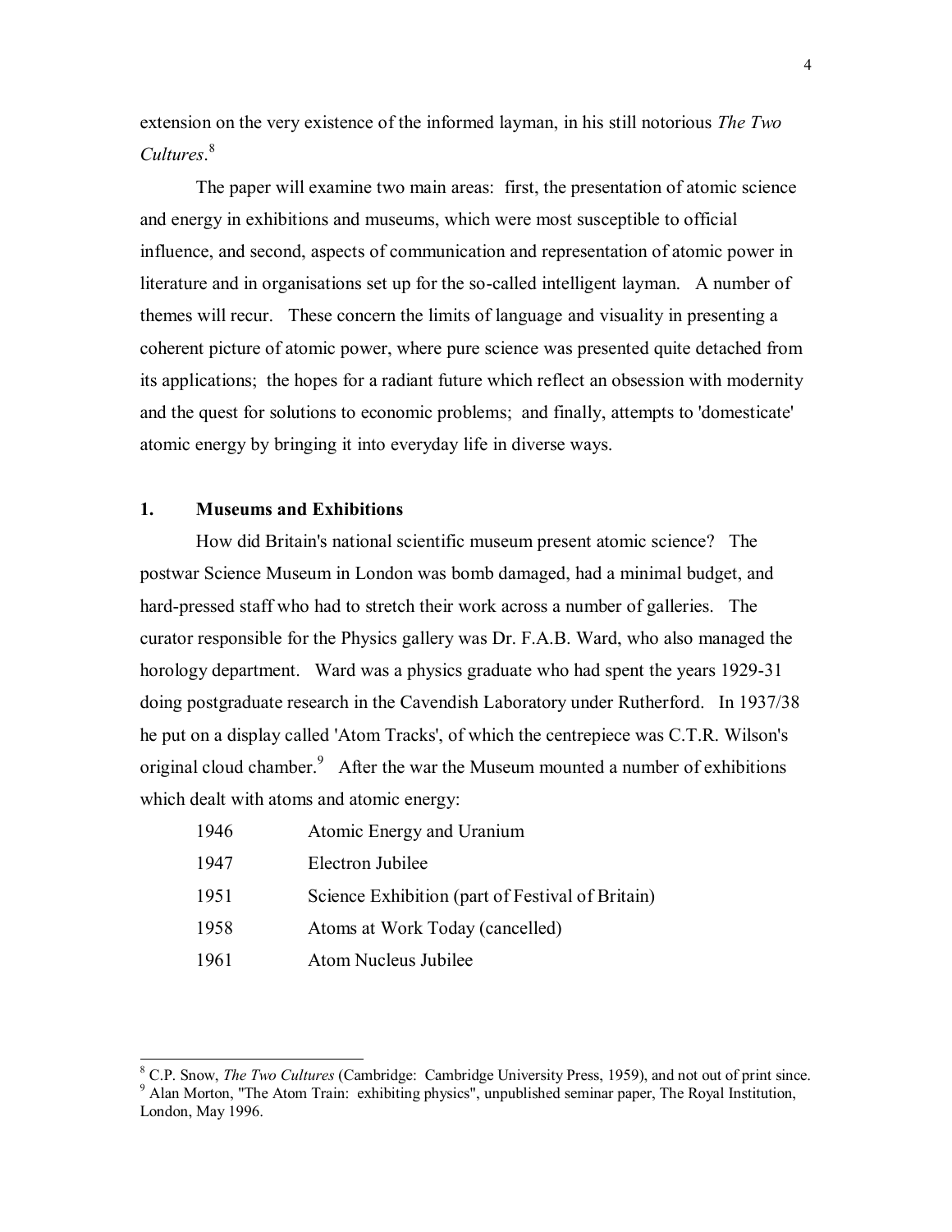extension on the very existence of the informed layman, in his still notorious *The Two Cultures*.[8]

The paper will examine two main areas: first, the presentation of atomic science and energy in exhibitions and museums, which were most susceptible to official influence, and second, aspects of communication and representation of atomic power in literature and in organisations set up for the so-called intelligent layman. A number of themes will recur. These concern the limits of language and visuality in presenting a coherent picture of atomic power, where pure science was presented quite detached from its applications; the hopes for a radiant future which reflect an obsession with modernity and the quest for solutions to economic problems; and finally, attempts to 'domesticate' atomic energy by bringing it into everyday life in diverse ways.

## 1. Museums and Exhibitions

How did Britain's national scientific museum present atomic science? The postwar Science Museum in London was bomb damaged, had a minimal budget, and hard-pressed staff who had to stretch their work across a number of galleries. The curator responsible for the Physics gallery was Dr. F.A.B. Ward, who also managed the horology department. Ward was a physics graduate who had spent the years 1929-31 doing postgraduate research in the Cavendish Laboratory under Rutherford. In 1937/38 he put on a display called 'Atom Tracks', of which the centrepiece was C.T.R. Wilson's original cloud chamber.[9] After the war the Museum mounted a number of exhibitions which dealt with atoms and atomic energy:

| | |
|---|---|
| 1946 | Atomic Energy and Uranium |
| 1947 | Electron Jubilee |
| 1951 | Science Exhibition (part of Festival of Britain) |
| 1958 | Atoms at Work Today (cancelled) |
| 1961 | Atom Nucleus Jubilee |

---

[8] C.P. Snow, *The Two Cultures* (Cambridge: Cambridge University Press, 1959), and not out of print since.
[9] Alan Morton, "The Atom Train: exhibiting physics", unpublished seminar paper, The Royal Institution, London, May 1996.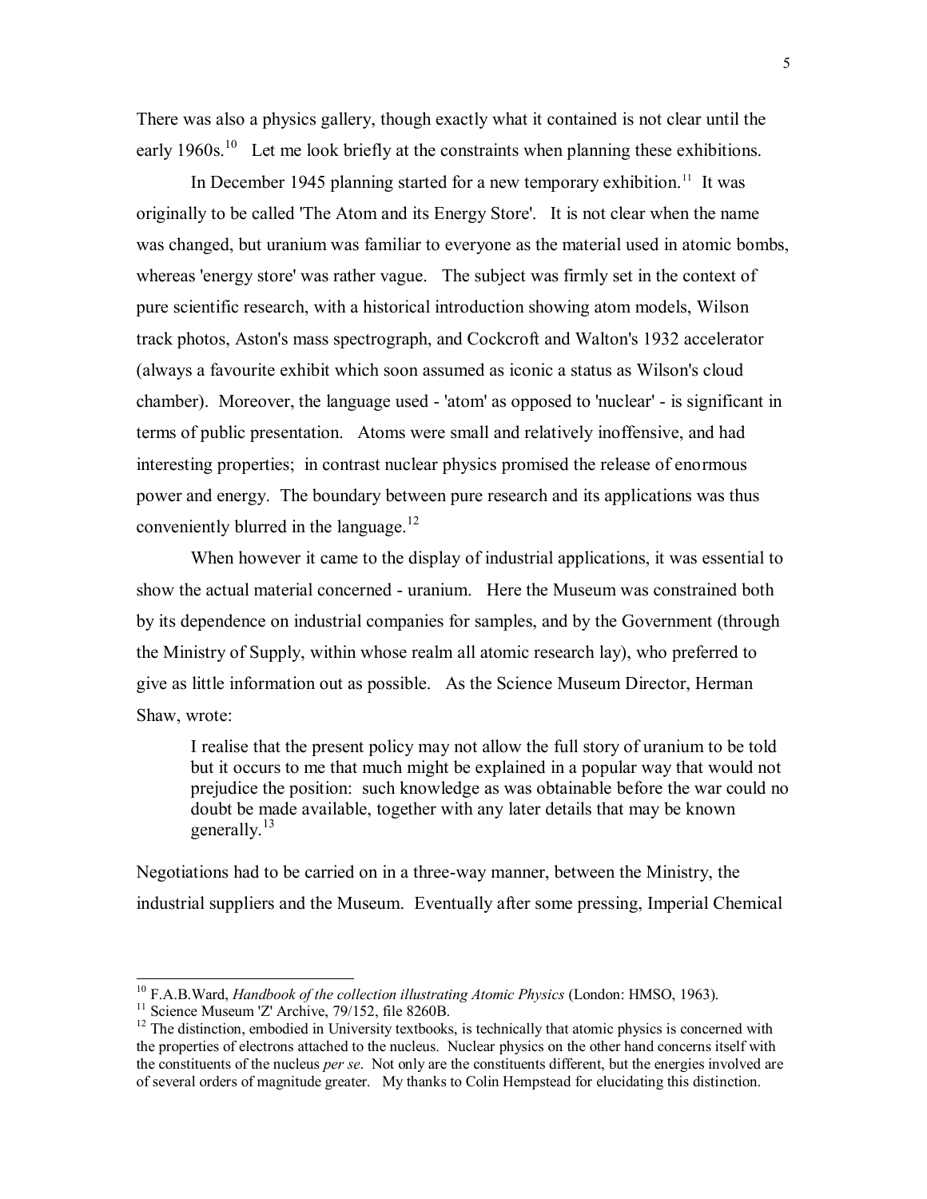There was also a physics gallery, though exactly what it contained is not clear until the early 1960s.[10] Let me look briefly at the constraints when planning these exhibitions.

In December 1945 planning started for a new temporary exhibition.[11] It was originally to be called 'The Atom and its Energy Store'. It is not clear when the name was changed, but uranium was familiar to everyone as the material used in atomic bombs, whereas 'energy store' was rather vague. The subject was firmly set in the context of pure scientific research, with a historical introduction showing atom models, Wilson track photos, Aston's mass spectrograph, and Cockcroft and Walton's 1932 accelerator (always a favourite exhibit which soon assumed as iconic a status as Wilson's cloud chamber). Moreover, the language used - 'atom' as opposed to 'nuclear' - is significant in terms of public presentation. Atoms were small and relatively inoffensive, and had interesting properties; in contrast nuclear physics promised the release of enormous power and energy. The boundary between pure research and its applications was thus conveniently blurred in the language.[12]

When however it came to the display of industrial applications, it was essential to show the actual material concerned - uranium. Here the Museum was constrained both by its dependence on industrial companies for samples, and by the Government (through the Ministry of Supply, within whose realm all atomic research lay), who preferred to give as little information out as possible. As the Science Museum Director, Herman Shaw, wrote:

> I realise that the present policy may not allow the full story of uranium to be told but it occurs to me that much might be explained in a popular way that would not prejudice the position: such knowledge as was obtainable before the war could no doubt be made available, together with any later details that may be known generally.[13]

Negotiations had to be carried on in a three-way manner, between the Ministry, the industrial suppliers and the Museum. Eventually after some pressing, Imperial Chemical

---

[10] F.A.B.Ward, *Handbook of the collection illustrating Atomic Physics* (London: HMSO, 1963).

[11] Science Museum 'Z' Archive, 79/152, file 8260B.

[12] The distinction, embodied in University textbooks, is technically that atomic physics is concerned with the properties of electrons attached to the nucleus. Nuclear physics on the other hand concerns itself with the constituents of the nucleus *per se*. Not only are the constituents different, but the energies involved are of several orders of magnitude greater. My thanks to Colin Hempstead for elucidating this distinction.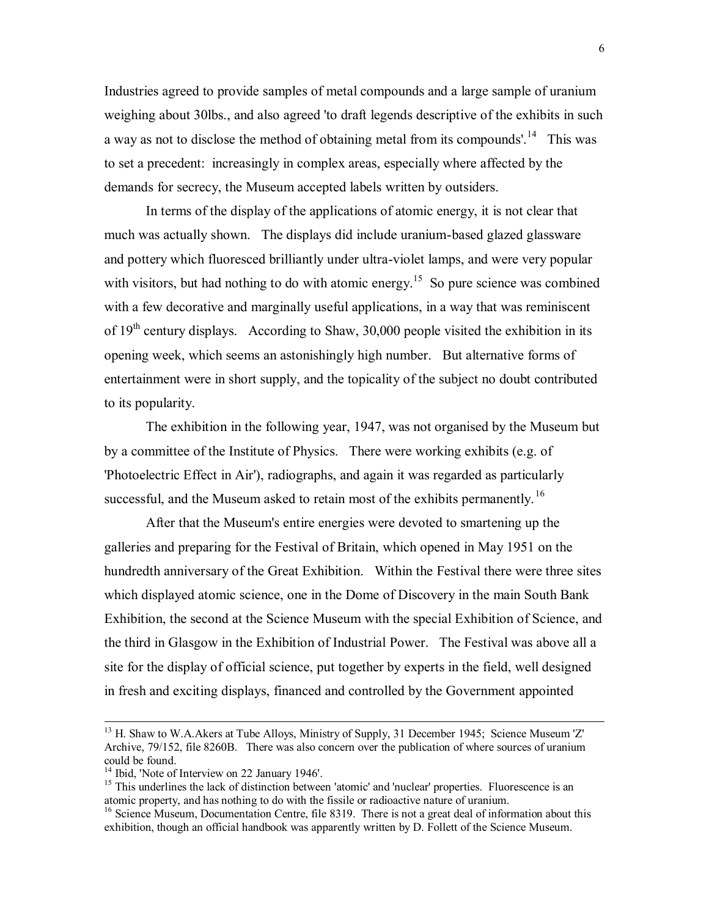Industries agreed to provide samples of metal compounds and a large sample of uranium weighing about 30lbs., and also agreed 'to draft legends descriptive of the exhibits in such a way as not to disclose the method of obtaining metal from its compounds'.[14] This was to set a precedent: increasingly in complex areas, especially where affected by the demands for secrecy, the Museum accepted labels written by outsiders.

In terms of the display of the applications of atomic energy, it is not clear that much was actually shown. The displays did include uranium-based glazed glassware and pottery which fluoresced brilliantly under ultra-violet lamps, and were very popular with visitors, but had nothing to do with atomic energy.[15] So pure science was combined with a few decorative and marginally useful applications, in a way that was reminiscent of 19th century displays. According to Shaw, 30,000 people visited the exhibition in its opening week, which seems an astonishingly high number. But alternative forms of entertainment were in short supply, and the topicality of the subject no doubt contributed to its popularity.

The exhibition in the following year, 1947, was not organised by the Museum but by a committee of the Institute of Physics. There were working exhibits (e.g. of 'Photoelectric Effect in Air'), radiographs, and again it was regarded as particularly successful, and the Museum asked to retain most of the exhibits permanently.[16]

After that the Museum's entire energies were devoted to smartening up the galleries and preparing for the Festival of Britain, which opened in May 1951 on the hundredth anniversary of the Great Exhibition. Within the Festival there were three sites which displayed atomic science, one in the Dome of Discovery in the main South Bank Exhibition, the second at the Science Museum with the special Exhibition of Science, and the third in Glasgow in the Exhibition of Industrial Power. The Festival was above all a site for the display of official science, put together by experts in the field, well designed in fresh and exciting displays, financed and controlled by the Government appointed

---

[13] H. Shaw to W.A.Akers at Tube Alloys, Ministry of Supply, 31 December 1945; Science Museum 'Z' Archive, 79/152, file 8260B. There was also concern over the publication of where sources of uranium could be found.

[14] Ibid, 'Note of Interview on 22 January 1946'.

[15] This underlines the lack of distinction between 'atomic' and 'nuclear' properties. Fluorescence is an atomic property, and has nothing to do with the fissile or radioactive nature of uranium.

[16] Science Museum, Documentation Centre, file 8319. There is not a great deal of information about this exhibition, though an official handbook was apparently written by D. Follett of the Science Museum.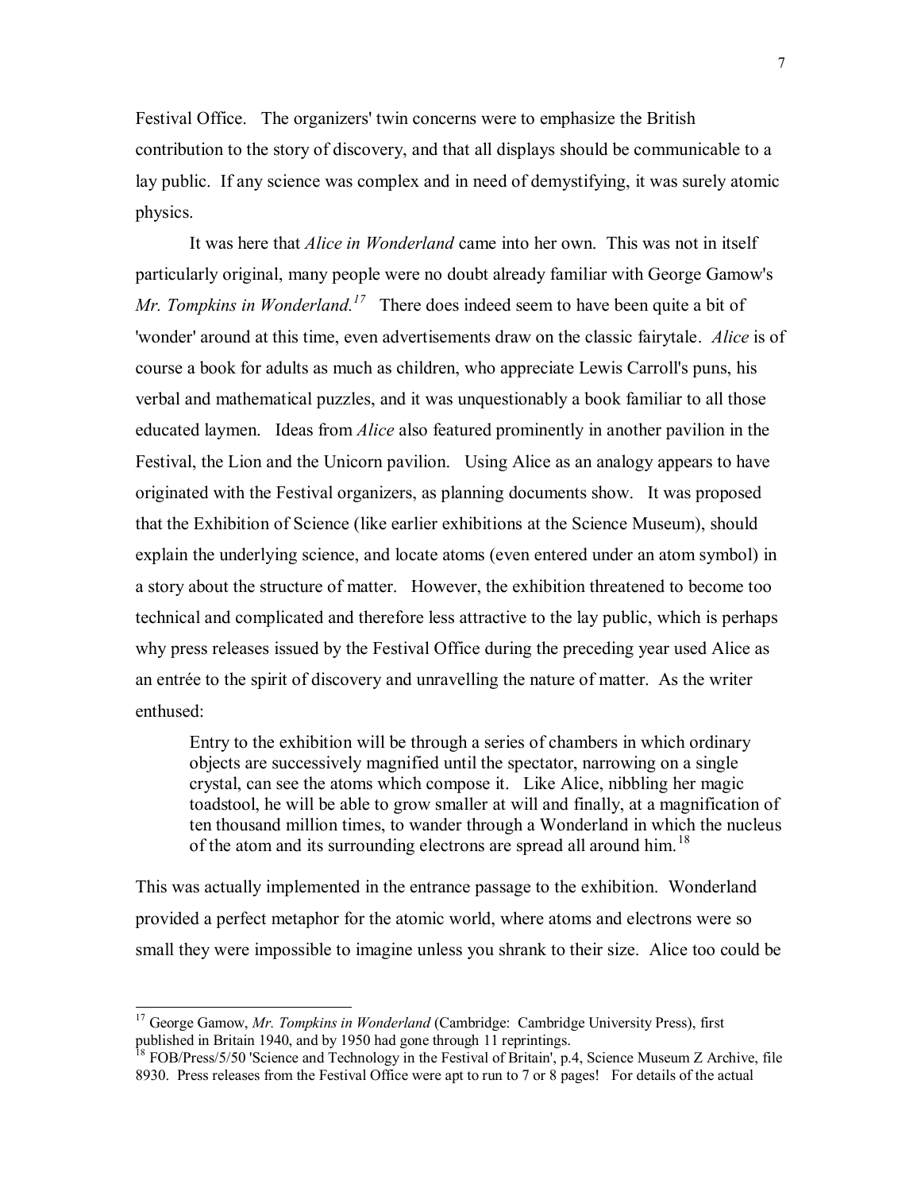Festival Office. The organizers' twin concerns were to emphasize the British contribution to the story of discovery, and that all displays should be communicable to a lay public. If any science was complex and in need of demystifying, it was surely atomic physics.

It was here that *Alice in Wonderland* came into her own. This was not in itself particularly original, many people were no doubt already familiar with George Gamow's *Mr. Tompkins in Wonderland.*[17] There does indeed seem to have been quite a bit of 'wonder' around at this time, even advertisements draw on the classic fairytale. *Alice* is of course a book for adults as much as children, who appreciate Lewis Carroll's puns, his verbal and mathematical puzzles, and it was unquestionably a book familiar to all those educated laymen. Ideas from *Alice* also featured prominently in another pavilion in the Festival, the Lion and the Unicorn pavilion. Using Alice as an analogy appears to have originated with the Festival organizers, as planning documents show. It was proposed that the Exhibition of Science (like earlier exhibitions at the Science Museum), should explain the underlying science, and locate atoms (even entered under an atom symbol) in a story about the structure of matter. However, the exhibition threatened to become too technical and complicated and therefore less attractive to the lay public, which is perhaps why press releases issued by the Festival Office during the preceding year used Alice as an entrée to the spirit of discovery and unravelling the nature of matter. As the writer enthused:

> Entry to the exhibition will be through a series of chambers in which ordinary objects are successively magnified until the spectator, narrowing on a single crystal, can see the atoms which compose it. Like Alice, nibbling her magic toadstool, he will be able to grow smaller at will and finally, at a magnification of ten thousand million times, to wander through a Wonderland in which the nucleus of the atom and its surrounding electrons are spread all around him.[18]

This was actually implemented in the entrance passage to the exhibition. Wonderland provided a perfect metaphor for the atomic world, where atoms and electrons were so small they were impossible to imagine unless you shrank to their size. Alice too could be

---

[17] George Gamow, *Mr. Tompkins in Wonderland* (Cambridge: Cambridge University Press), first published in Britain 1940, and by 1950 had gone through 11 reprintings.

[18] FOB/Press/5/50 'Science and Technology in the Festival of Britain', p.4, Science Museum Z Archive, file 8930. Press releases from the Festival Office were apt to run to 7 or 8 pages! For details of the actual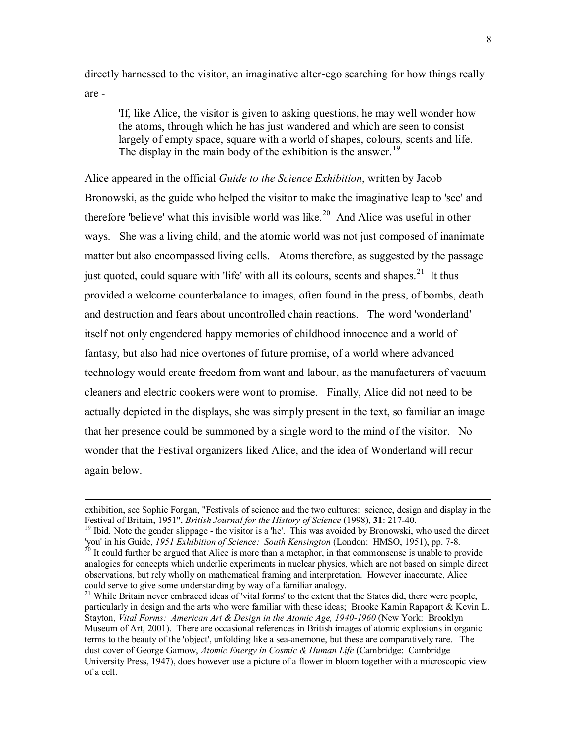directly harnessed to the visitor, an imaginative alter-ego searching for how things really are -

> 'If, like Alice, the visitor is given to asking questions, he may well wonder how the atoms, through which he has just wandered and which are seen to consist largely of empty space, square with a world of shapes, colours, scents and life. The display in the main body of the exhibition is the answer.[19]

Alice appeared in the official *Guide to the Science Exhibition*, written by Jacob Bronowski, as the guide who helped the visitor to make the imaginative leap to 'see' and therefore 'believe' what this invisible world was like.[20] And Alice was useful in other ways. She was a living child, and the atomic world was not just composed of inanimate matter but also encompassed living cells. Atoms therefore, as suggested by the passage just quoted, could square with 'life' with all its colours, scents and shapes.[21] It thus provided a welcome counterbalance to images, often found in the press, of bombs, death and destruction and fears about uncontrolled chain reactions. The word 'wonderland' itself not only engendered happy memories of childhood innocence and a world of fantasy, but also had nice overtones of future promise, of a world where advanced technology would create freedom from want and labour, as the manufacturers of vacuum cleaners and electric cookers were wont to promise. Finally, Alice did not need to be actually depicted in the displays, she was simply present in the text, so familiar an image that her presence could be summoned by a single word to the mind of the visitor. No wonder that the Festival organizers liked Alice, and the idea of Wonderland will recur again below.

---

exhibition, see Sophie Forgan, "Festivals of science and the two cultures: science, design and display in the Festival of Britain, 1951", *British Journal for the History of Science* (1998), **31**: 217-40.

[19] Ibid. Note the gender slippage - the visitor is a 'he'. This was avoided by Bronowski, who used the direct 'you' in his Guide, *1951 Exhibition of Science: South Kensington* (London: HMSO, 1951), pp. 7-8.

[20] It could further be argued that Alice is more than a metaphor, in that commonsense is unable to provide analogies for concepts which underlie experiments in nuclear physics, which are not based on simple direct observations, but rely wholly on mathematical framing and interpretation. However inaccurate, Alice could serve to give some understanding by way of a familiar analogy.

[21] While Britain never embraced ideas of 'vital forms' to the extent that the States did, there were people, particularly in design and the arts who were familiar with these ideas; Brooke Kamin Rapaport & Kevin L. Stayton, *Vital Forms: American Art & Design in the Atomic Age, 1940-1960* (New York: Brooklyn Museum of Art, 2001). There are occasional references in British images of atomic explosions in organic terms to the beauty of the 'object', unfolding like a sea-anemone, but these are comparatively rare. The dust cover of George Gamow, *Atomic Energy in Cosmic & Human Life* (Cambridge: Cambridge University Press, 1947), does however use a picture of a flower in bloom together with a microscopic view of a cell.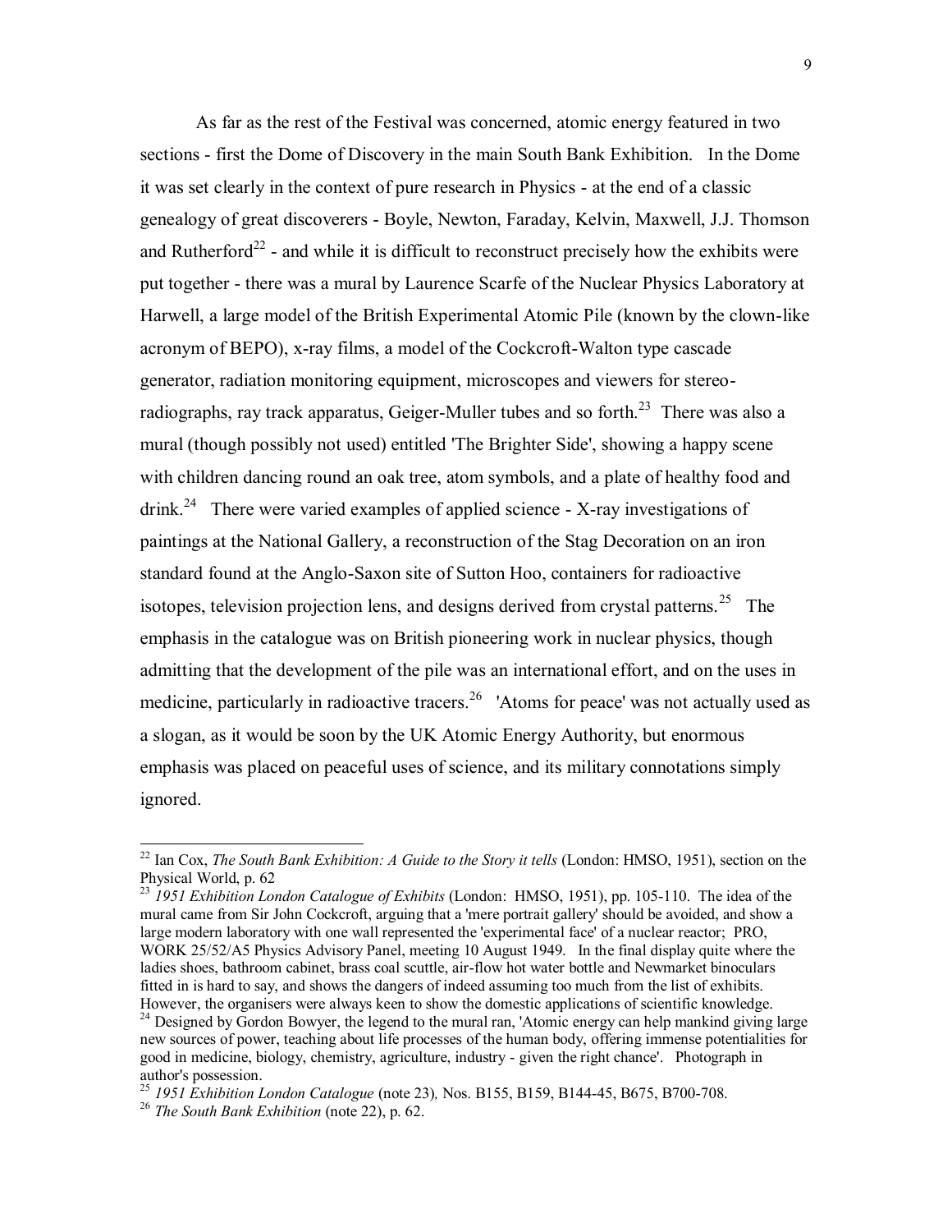As far as the rest of the Festival was concerned, atomic energy featured in two sections - first the Dome of Discovery in the main South Bank Exhibition. In the Dome it was set clearly in the context of pure research in Physics - at the end of a classic genealogy of great discoverers - Boyle, Newton, Faraday, Kelvin, Maxwell, J.J. Thomson and Rutherford[22] - and while it is difficult to reconstruct precisely how the exhibits were put together - there was a mural by Laurence Scarfe of the Nuclear Physics Laboratory at Harwell, a large model of the British Experimental Atomic Pile (known by the clown-like acronym of BEPO), x-ray films, a model of the Cockcroft-Walton type cascade generator, radiation monitoring equipment, microscopes and viewers for stereo-radiographs, ray track apparatus, Geiger-Muller tubes and so forth.[23] There was also a mural (though possibly not used) entitled 'The Brighter Side', showing a happy scene with children dancing round an oak tree, atom symbols, and a plate of healthy food and drink.[24] There were varied examples of applied science - X-ray investigations of paintings at the National Gallery, a reconstruction of the Stag Decoration on an iron standard found at the Anglo-Saxon site of Sutton Hoo, containers for radioactive isotopes, television projection lens, and designs derived from crystal patterns.[25] The emphasis in the catalogue was on British pioneering work in nuclear physics, though admitting that the development of the pile was an international effort, and on the uses in medicine, particularly in radioactive tracers.[26] 'Atoms for peace' was not actually used as a slogan, as it would be soon by the UK Atomic Energy Authority, but enormous emphasis was placed on peaceful uses of science, and its military connotations simply ignored.

---

[22] Ian Cox, *The South Bank Exhibition: A Guide to the Story it tells* (London: HMSO, 1951), section on the Physical World, p. 62

[23] *1951 Exhibition London Catalogue of Exhibits* (London: HMSO, 1951), pp. 105-110. The idea of the mural came from Sir John Cockcroft, arguing that a 'mere portrait gallery' should be avoided, and show a large modern laboratory with one wall represented the 'experimental face' of a nuclear reactor; PRO, WORK 25/52/A5 Physics Advisory Panel, meeting 10 August 1949. In the final display quite where the ladies shoes, bathroom cabinet, brass coal scuttle, air-flow hot water bottle and Newmarket binoculars fitted in is hard to say, and shows the dangers of indeed assuming too much from the list of exhibits. However, the organisers were always keen to show the domestic applications of scientific knowledge.

[24] Designed by Gordon Bowyer, the legend to the mural ran, 'Atomic energy can help mankind giving large new sources of power, teaching about life processes of the human body, offering immense potentialities for good in medicine, biology, chemistry, agriculture, industry - given the right chance'. Photograph in author's possession.

[25] *1951 Exhibition London Catalogue* (note 23), Nos. B155, B159, B144-45, B675, B700-708.

[26] *The South Bank Exhibition* (note 22), p. 62.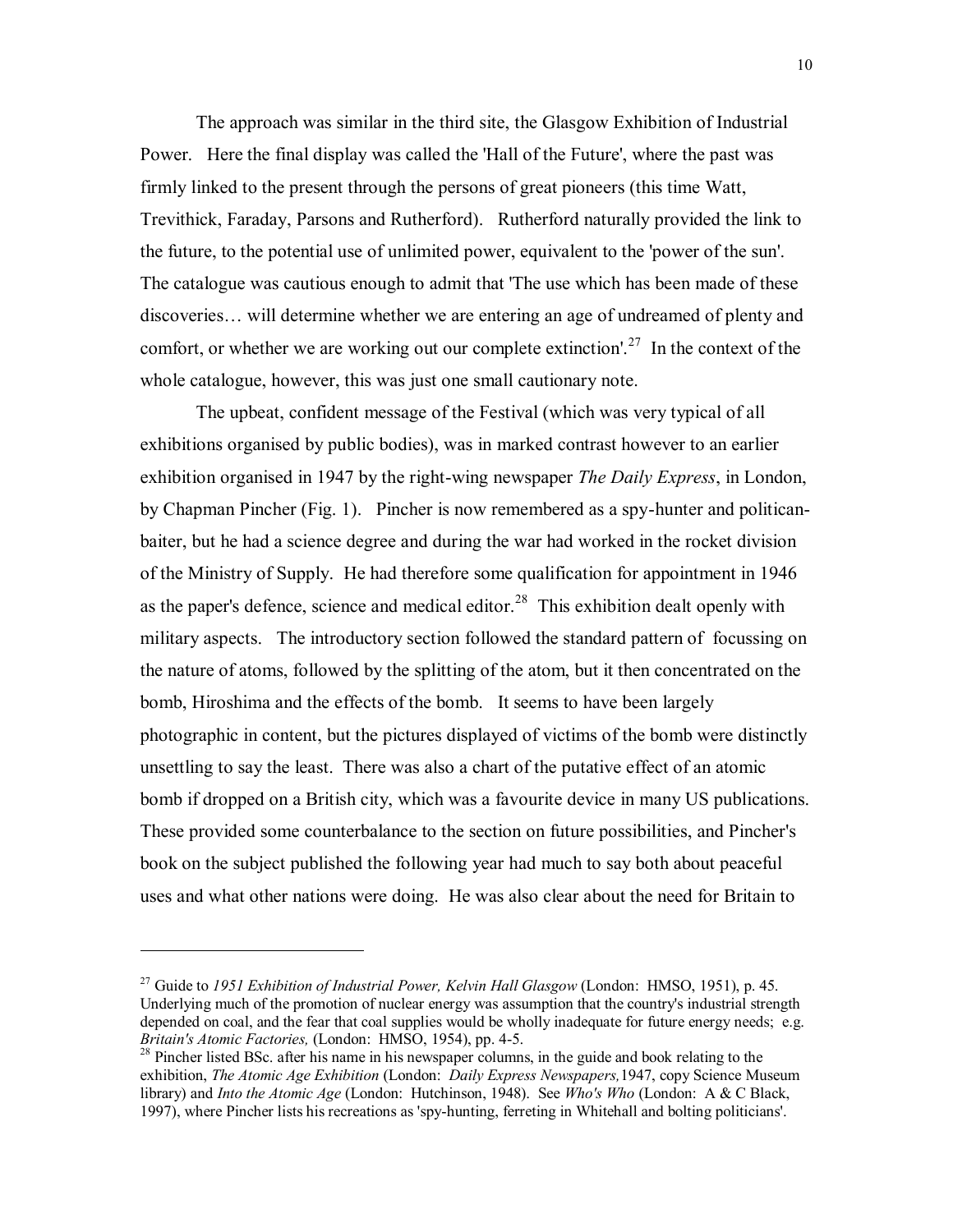The approach was similar in the third site, the Glasgow Exhibition of Industrial Power. Here the final display was called the 'Hall of the Future', where the past was firmly linked to the present through the persons of great pioneers (this time Watt, Trevithick, Faraday, Parsons and Rutherford). Rutherford naturally provided the link to the future, to the potential use of unlimited power, equivalent to the 'power of the sun'. The catalogue was cautious enough to admit that 'The use which has been made of these discoveries… will determine whether we are entering an age of undreamed of plenty and comfort, or whether we are working out our complete extinction'.[27] In the context of the whole catalogue, however, this was just one small cautionary note.

The upbeat, confident message of the Festival (which was very typical of all exhibitions organised by public bodies), was in marked contrast however to an earlier exhibition organised in 1947 by the right-wing newspaper *The Daily Express*, in London, by Chapman Pincher (Fig. 1). Pincher is now remembered as a spy-hunter and politican-baiter, but he had a science degree and during the war had worked in the rocket division of the Ministry of Supply. He had therefore some qualification for appointment in 1946 as the paper's defence, science and medical editor.[28] This exhibition dealt openly with military aspects. The introductory section followed the standard pattern of focussing on the nature of atoms, followed by the splitting of the atom, but it then concentrated on the bomb, Hiroshima and the effects of the bomb. It seems to have been largely photographic in content, but the pictures displayed of victims of the bomb were distinctly unsettling to say the least. There was also a chart of the putative effect of an atomic bomb if dropped on a British city, which was a favourite device in many US publications. These provided some counterbalance to the section on future possibilities, and Pincher's book on the subject published the following year had much to say both about peaceful uses and what other nations were doing. He was also clear about the need for Britain to

---

[27] Guide to *1951 Exhibition of Industrial Power, Kelvin Hall Glasgow* (London: HMSO, 1951), p. 45. Underlying much of the promotion of nuclear energy was assumption that the country's industrial strength depended on coal, and the fear that coal supplies would be wholly inadequate for future energy needs; e.g. *Britain's Atomic Factories,* (London: HMSO, 1954), pp. 4-5.

[28] Pincher listed BSc. after his name in his newspaper columns, in the guide and book relating to the exhibition, *The Atomic Age Exhibition* (London: *Daily Express Newspapers,*1947, copy Science Museum library) and *Into the Atomic Age* (London: Hutchinson, 1948). See *Who's Who* (London: A & C Black, 1997), where Pincher lists his recreations as 'spy-hunting, ferreting in Whitehall and bolting politicians'.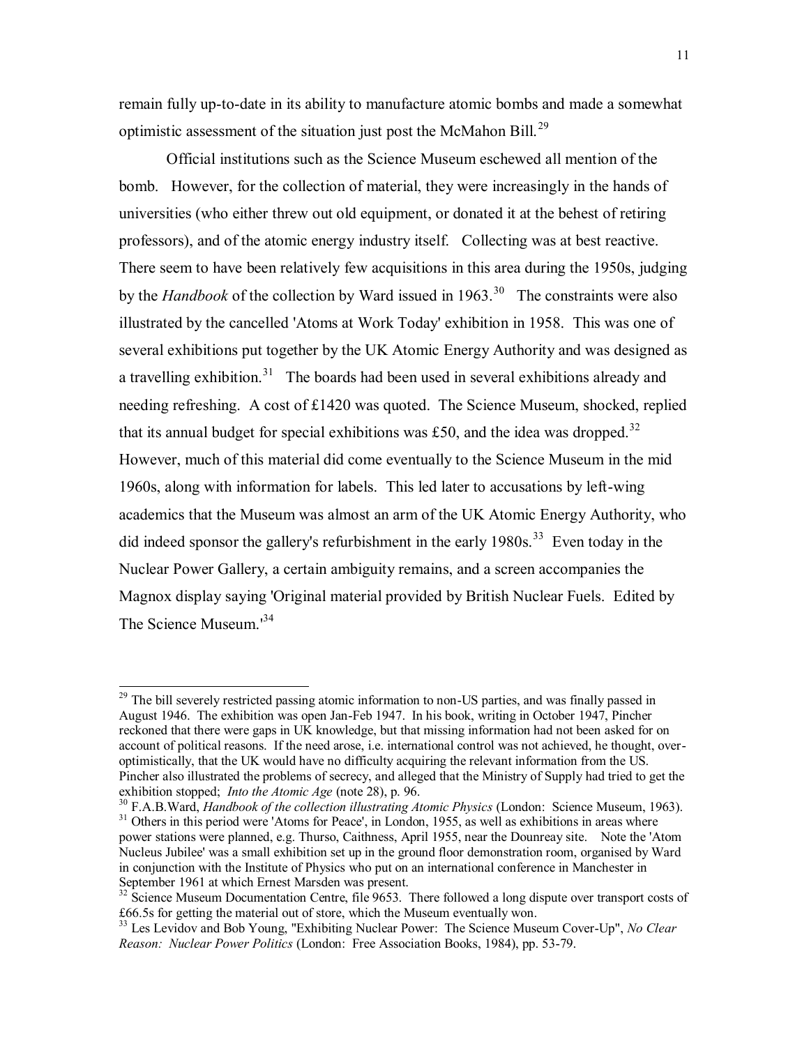remain fully up-to-date in its ability to manufacture atomic bombs and made a somewhat optimistic assessment of the situation just post the McMahon Bill.[29]

Official institutions such as the Science Museum eschewed all mention of the bomb. However, for the collection of material, they were increasingly in the hands of universities (who either threw out old equipment, or donated it at the behest of retiring professors), and of the atomic energy industry itself. Collecting was at best reactive. There seem to have been relatively few acquisitions in this area during the 1950s, judging by the *Handbook* of the collection by Ward issued in 1963.[30] The constraints were also illustrated by the cancelled 'Atoms at Work Today' exhibition in 1958. This was one of several exhibitions put together by the UK Atomic Energy Authority and was designed as a travelling exhibition.[31] The boards had been used in several exhibitions already and needing refreshing. A cost of £1420 was quoted. The Science Museum, shocked, replied that its annual budget for special exhibitions was £50, and the idea was dropped.[32] However, much of this material did come eventually to the Science Museum in the mid 1960s, along with information for labels. This led later to accusations by left-wing academics that the Museum was almost an arm of the UK Atomic Energy Authority, who did indeed sponsor the gallery's refurbishment in the early 1980s.[33] Even today in the Nuclear Power Gallery, a certain ambiguity remains, and a screen accompanies the Magnox display saying 'Original material provided by British Nuclear Fuels. Edited by The Science Museum.'[34]

---

[29] The bill severely restricted passing atomic information to non-US parties, and was finally passed in August 1946. The exhibition was open Jan-Feb 1947. In his book, writing in October 1947, Pincher reckoned that there were gaps in UK knowledge, but that missing information had not been asked for on account of political reasons. If the need arose, i.e. international control was not achieved, he thought, over-optimistically, that the UK would have no difficulty acquiring the relevant information from the US. Pincher also illustrated the problems of secrecy, and alleged that the Ministry of Supply had tried to get the exhibition stopped; *Into the Atomic Age* (note 28), p. 96.

[30] F.A.B.Ward, *Handbook of the collection illustrating Atomic Physics* (London: Science Museum, 1963).

[31] Others in this period were 'Atoms for Peace', in London, 1955, as well as exhibitions in areas where power stations were planned, e.g. Thurso, Caithness, April 1955, near the Dounreay site. Note the 'Atom Nucleus Jubilee' was a small exhibition set up in the ground floor demonstration room, organised by Ward in conjunction with the Institute of Physics who put on an international conference in Manchester in September 1961 at which Ernest Marsden was present.

[32] Science Museum Documentation Centre, file 9653. There followed a long dispute over transport costs of £66.5s for getting the material out of store, which the Museum eventually won.

[33] Les Levidov and Bob Young, "Exhibiting Nuclear Power: The Science Museum Cover-Up", *No Clear Reason: Nuclear Power Politics* (London: Free Association Books, 1984), pp. 53-79.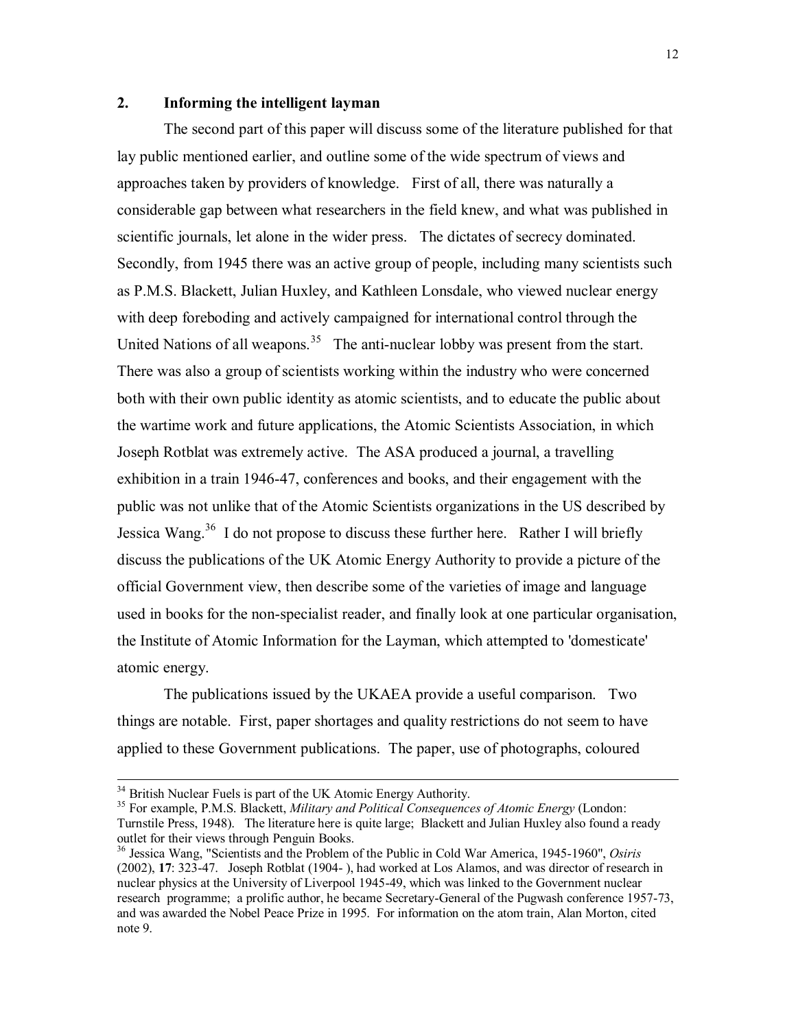## 2. Informing the intelligent layman

The second part of this paper will discuss some of the literature published for that lay public mentioned earlier, and outline some of the wide spectrum of views and approaches taken by providers of knowledge. First of all, there was naturally a considerable gap between what researchers in the field knew, and what was published in scientific journals, let alone in the wider press. The dictates of secrecy dominated. Secondly, from 1945 there was an active group of people, including many scientists such as P.M.S. Blackett, Julian Huxley, and Kathleen Lonsdale, who viewed nuclear energy with deep foreboding and actively campaigned for international control through the United Nations of all weapons.[35] The anti-nuclear lobby was present from the start. There was also a group of scientists working within the industry who were concerned both with their own public identity as atomic scientists, and to educate the public about the wartime work and future applications, the Atomic Scientists Association, in which Joseph Rotblat was extremely active. The ASA produced a journal, a travelling exhibition in a train 1946-47, conferences and books, and their engagement with the public was not unlike that of the Atomic Scientists organizations in the US described by Jessica Wang.[36] I do not propose to discuss these further here. Rather I will briefly discuss the publications of the UK Atomic Energy Authority to provide a picture of the official Government view, then describe some of the varieties of image and language used in books for the non-specialist reader, and finally look at one particular organisation, the Institute of Atomic Information for the Layman, which attempted to 'domesticate' atomic energy.

The publications issued by the UKAEA provide a useful comparison. Two things are notable. First, paper shortages and quality restrictions do not seem to have applied to these Government publications. The paper, use of photographs, coloured

---

[34] British Nuclear Fuels is part of the UK Atomic Energy Authority.

[35] For example, P.M.S. Blackett, *Military and Political Consequences of Atomic Energy* (London: Turnstile Press, 1948). The literature here is quite large; Blackett and Julian Huxley also found a ready outlet for their views through Penguin Books.

[36] Jessica Wang, "Scientists and the Problem of the Public in Cold War America, 1945-1960", *Osiris* (2002), **17**: 323-47. Joseph Rotblat (1904- ), had worked at Los Alamos, and was director of research in nuclear physics at the University of Liverpool 1945-49, which was linked to the Government nuclear research programme; a prolific author, he became Secretary-General of the Pugwash conference 1957-73, and was awarded the Nobel Peace Prize in 1995. For information on the atom train, Alan Morton, cited note 9.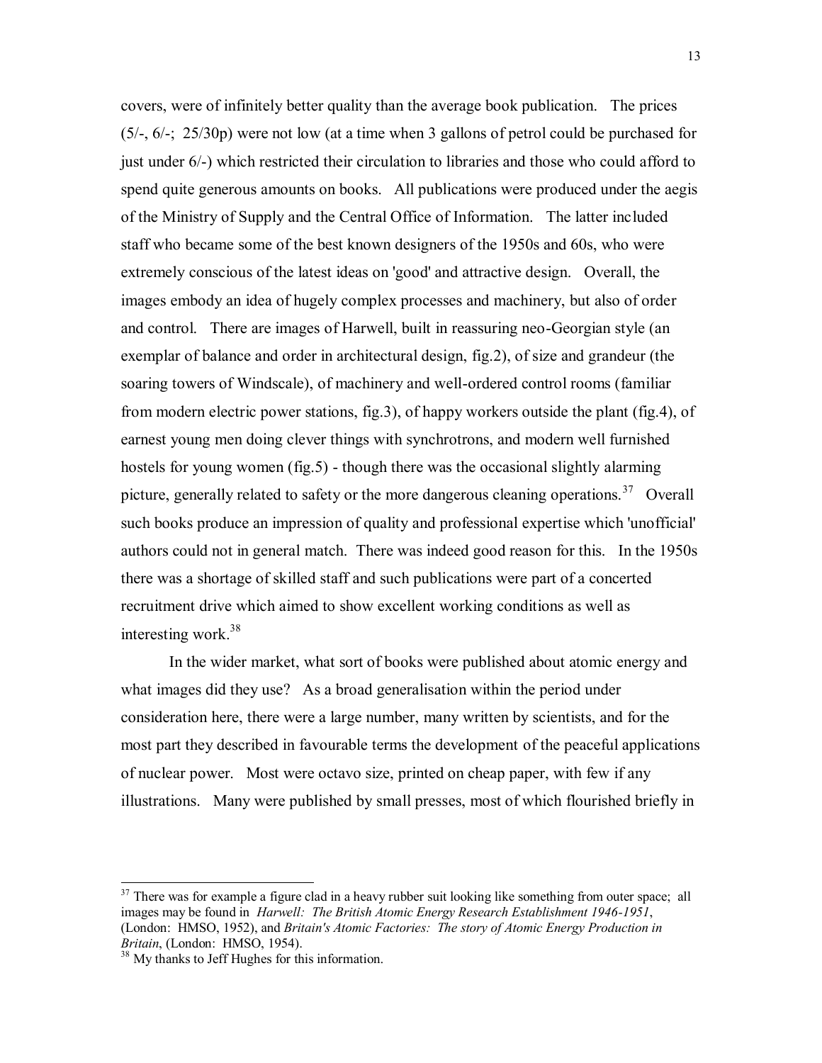covers, were of infinitely better quality than the average book publication. The prices (5/-, 6/-; 25/30p) were not low (at a time when 3 gallons of petrol could be purchased for just under 6/-) which restricted their circulation to libraries and those who could afford to spend quite generous amounts on books. All publications were produced under the aegis of the Ministry of Supply and the Central Office of Information. The latter included staff who became some of the best known designers of the 1950s and 60s, who were extremely conscious of the latest ideas on 'good' and attractive design. Overall, the images embody an idea of hugely complex processes and machinery, but also of order and control. There are images of Harwell, built in reassuring neo-Georgian style (an exemplar of balance and order in architectural design, fig.2), of size and grandeur (the soaring towers of Windscale), of machinery and well-ordered control rooms (familiar from modern electric power stations, fig.3), of happy workers outside the plant (fig.4), of earnest young men doing clever things with synchrotrons, and modern well furnished hostels for young women (fig.5) - though there was the occasional slightly alarming picture, generally related to safety or the more dangerous cleaning operations.[37] Overall such books produce an impression of quality and professional expertise which 'unofficial' authors could not in general match. There was indeed good reason for this. In the 1950s there was a shortage of skilled staff and such publications were part of a concerted recruitment drive which aimed to show excellent working conditions as well as interesting work.[38]

In the wider market, what sort of books were published about atomic energy and what images did they use? As a broad generalisation within the period under consideration here, there were a large number, many written by scientists, and for the most part they described in favourable terms the development of the peaceful applications of nuclear power. Most were octavo size, printed on cheap paper, with few if any illustrations. Many were published by small presses, most of which flourished briefly in

---

[37] There was for example a figure clad in a heavy rubber suit looking like something from outer space; all images may be found in *Harwell: The British Atomic Energy Research Establishment 1946-1951*, (London: HMSO, 1952), and *Britain's Atomic Factories: The story of Atomic Energy Production in Britain*, (London: HMSO, 1954).

[38] My thanks to Jeff Hughes for this information.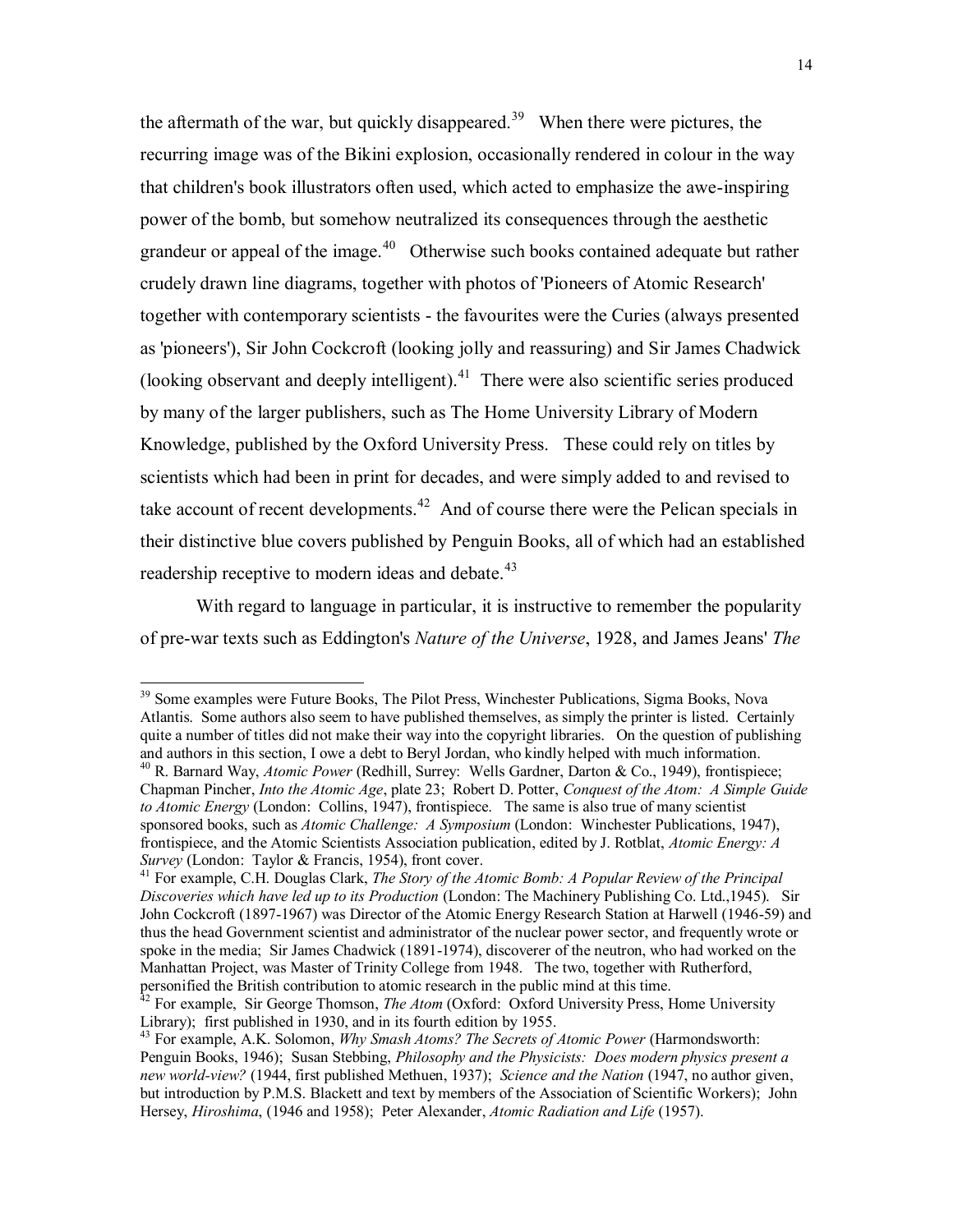the aftermath of the war, but quickly disappeared.[39] When there were pictures, the recurring image was of the Bikini explosion, occasionally rendered in colour in the way that children's book illustrators often used, which acted to emphasize the awe-inspiring power of the bomb, but somehow neutralized its consequences through the aesthetic grandeur or appeal of the image.[40] Otherwise such books contained adequate but rather crudely drawn line diagrams, together with photos of 'Pioneers of Atomic Research' together with contemporary scientists - the favourites were the Curies (always presented as 'pioneers'), Sir John Cockcroft (looking jolly and reassuring) and Sir James Chadwick (looking observant and deeply intelligent).[41] There were also scientific series produced by many of the larger publishers, such as The Home University Library of Modern Knowledge, published by the Oxford University Press. These could rely on titles by scientists which had been in print for decades, and were simply added to and revised to take account of recent developments.[42] And of course there were the Pelican specials in their distinctive blue covers published by Penguin Books, all of which had an established readership receptive to modern ideas and debate.[43]

With regard to language in particular, it is instructive to remember the popularity of pre-war texts such as Eddington's *Nature of the Universe*, 1928, and James Jeans' *The*

---

[39] Some examples were Future Books, The Pilot Press, Winchester Publications, Sigma Books, Nova Atlantis. Some authors also seem to have published themselves, as simply the printer is listed. Certainly quite a number of titles did not make their way into the copyright libraries. On the question of publishing and authors in this section, I owe a debt to Beryl Jordan, who kindly helped with much information.

[40] R. Barnard Way, *Atomic Power* (Redhill, Surrey: Wells Gardner, Darton & Co., 1949), frontispiece; Chapman Pincher, *Into the Atomic Age*, plate 23; Robert D. Potter, *Conquest of the Atom: A Simple Guide to Atomic Energy* (London: Collins, 1947), frontispiece. The same is also true of many scientist sponsored books, such as *Atomic Challenge: A Symposium* (London: Winchester Publications, 1947), frontispiece, and the Atomic Scientists Association publication, edited by J. Rotblat, *Atomic Energy: A Survey* (London: Taylor & Francis, 1954), front cover.

[41] For example, C.H. Douglas Clark, *The Story of the Atomic Bomb: A Popular Review of the Principal Discoveries which have led up to its Production* (London: The Machinery Publishing Co. Ltd.,1945). Sir John Cockcroft (1897-1967) was Director of the Atomic Energy Research Station at Harwell (1946-59) and thus the head Government scientist and administrator of the nuclear power sector, and frequently wrote or spoke in the media; Sir James Chadwick (1891-1974), discoverer of the neutron, who had worked on the Manhattan Project, was Master of Trinity College from 1948. The two, together with Rutherford, personified the British contribution to atomic research in the public mind at this time.

[42] For example, Sir George Thomson, *The Atom* (Oxford: Oxford University Press, Home University Library); first published in 1930, and in its fourth edition by 1955.

[43] For example, A.K. Solomon, *Why Smash Atoms? The Secrets of Atomic Power* (Harmondsworth: Penguin Books, 1946); Susan Stebbing, *Philosophy and the Physicists: Does modern physics present a new world-view?* (1944, first published Methuen, 1937); *Science and the Nation* (1947, no author given, but introduction by P.M.S. Blackett and text by members of the Association of Scientific Workers); John Hersey, *Hiroshima*, (1946 and 1958); Peter Alexander, *Atomic Radiation and Life* (1957).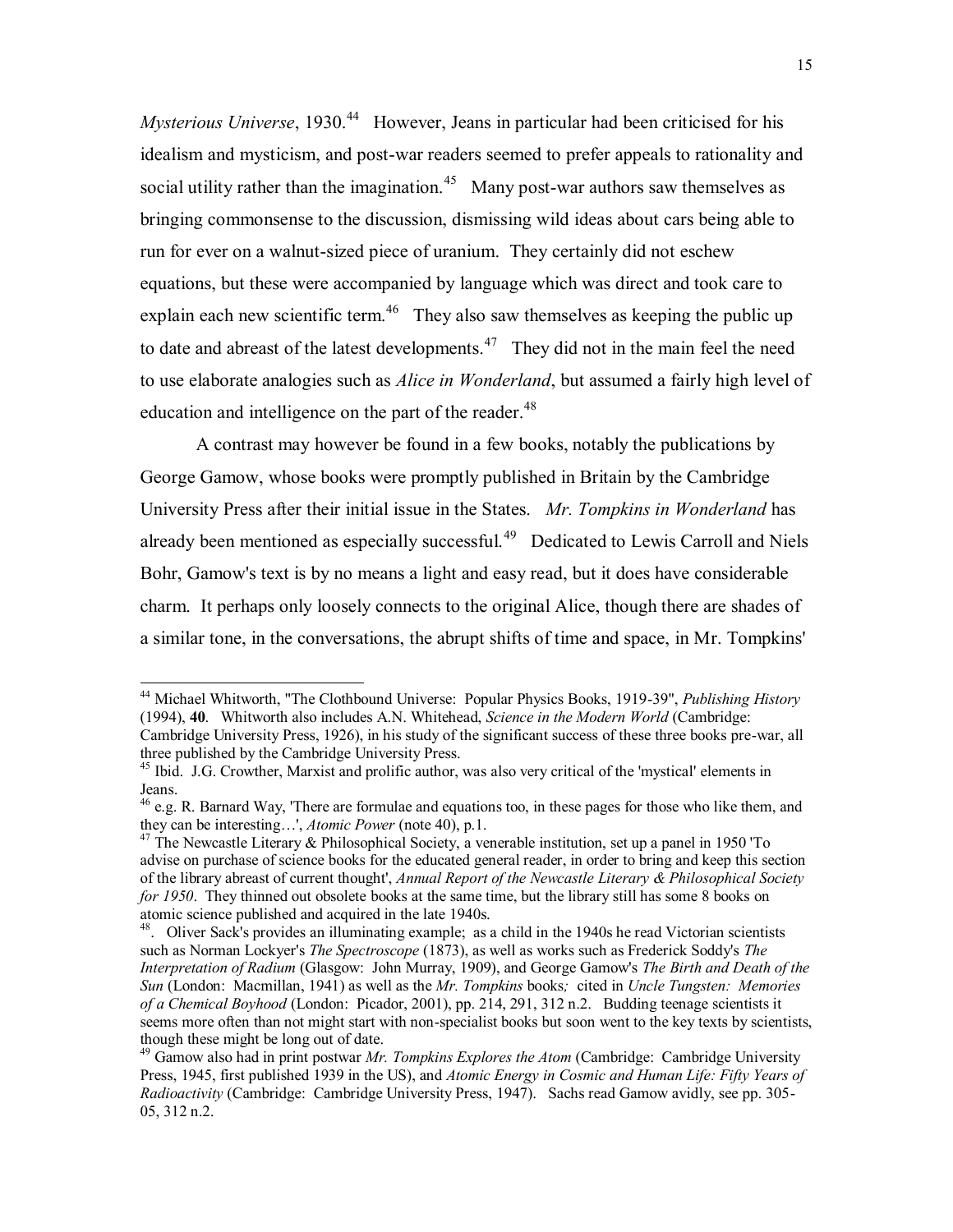*Mysterious Universe*, 1930.[44] However, Jeans in particular had been criticised for his idealism and mysticism, and post-war readers seemed to prefer appeals to rationality and social utility rather than the imagination.[45] Many post-war authors saw themselves as bringing commonsense to the discussion, dismissing wild ideas about cars being able to run for ever on a walnut-sized piece of uranium. They certainly did not eschew equations, but these were accompanied by language which was direct and took care to explain each new scientific term.[46] They also saw themselves as keeping the public up to date and abreast of the latest developments.[47] They did not in the main feel the need to use elaborate analogies such as *Alice in Wonderland*, but assumed a fairly high level of education and intelligence on the part of the reader.[48]

A contrast may however be found in a few books, notably the publications by George Gamow, whose books were promptly published in Britain by the Cambridge University Press after their initial issue in the States. *Mr. Tompkins in Wonderland* has already been mentioned as especially successful.[49] Dedicated to Lewis Carroll and Niels Bohr, Gamow's text is by no means a light and easy read, but it does have considerable charm. It perhaps only loosely connects to the original Alice, though there are shades of a similar tone, in the conversations, the abrupt shifts of time and space, in Mr. Tompkins'

---

[44] Michael Whitworth, "The Clothbound Universe: Popular Physics Books, 1919-39", *Publishing History* (1994), **40**. Whitworth also includes A.N. Whitehead, *Science in the Modern World* (Cambridge: Cambridge University Press, 1926), in his study of the significant success of these three books pre-war, all three published by the Cambridge University Press.

[45] Ibid. J.G. Crowther, Marxist and prolific author, was also very critical of the 'mystical' elements in Jeans.

[46] e.g. R. Barnard Way, 'There are formulae and equations too, in these pages for those who like them, and they can be interesting…', *Atomic Power* (note 40), p.1.

[47] The Newcastle Literary & Philosophical Society, a venerable institution, set up a panel in 1950 'To advise on purchase of science books for the educated general reader, in order to bring and keep this section of the library abreast of current thought', *Annual Report of the Newcastle Literary & Philosophical Society for 1950*. They thinned out obsolete books at the same time, but the library still has some 8 books on atomic science published and acquired in the late 1940s.

[48]. Oliver Sack's provides an illuminating example; as a child in the 1940s he read Victorian scientists such as Norman Lockyer's *The Spectroscope* (1873), as well as works such as Frederick Soddy's *The Interpretation of Radium* (Glasgow: John Murray, 1909), and George Gamow's *The Birth and Death of the Sun* (London: Macmillan, 1941) as well as the *Mr. Tompkins* books*;* cited in *Uncle Tungsten: Memories of a Chemical Boyhood* (London: Picador, 2001), pp. 214, 291, 312 n.2. Budding teenage scientists it seems more often than not might start with non-specialist books but soon went to the key texts by scientists, though these might be long out of date.

[49] Gamow also had in print postwar *Mr. Tompkins Explores the Atom* (Cambridge: Cambridge University Press, 1945, first published 1939 in the US), and *Atomic Energy in Cosmic and Human Life: Fifty Years of Radioactivity* (Cambridge: Cambridge University Press, 1947). Sachs read Gamow avidly, see pp. 305-05, 312 n.2.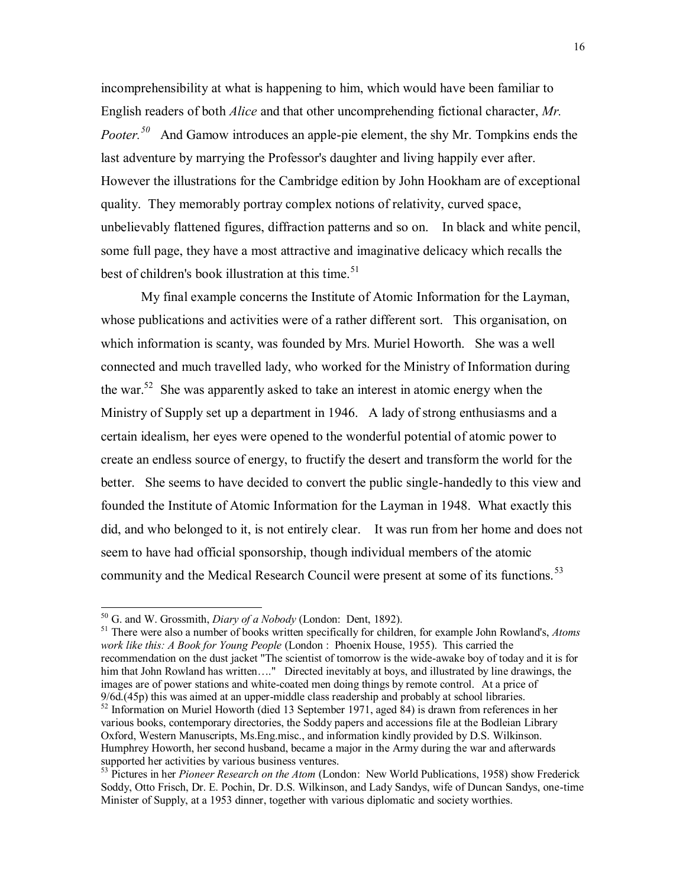incomprehensibility at what is happening to him, which would have been familiar to English readers of both *Alice* and that other uncomprehending fictional character, *Mr. Pooter.*[50] And Gamow introduces an apple-pie element, the shy Mr. Tompkins ends the last adventure by marrying the Professor's daughter and living happily ever after. However the illustrations for the Cambridge edition by John Hookham are of exceptional quality. They memorably portray complex notions of relativity, curved space, unbelievably flattened figures, diffraction patterns and so on. In black and white pencil, some full page, they have a most attractive and imaginative delicacy which recalls the best of children's book illustration at this time.[51]

My final example concerns the Institute of Atomic Information for the Layman, whose publications and activities were of a rather different sort. This organisation, on which information is scanty, was founded by Mrs. Muriel Howorth. She was a well connected and much travelled lady, who worked for the Ministry of Information during the war.[52] She was apparently asked to take an interest in atomic energy when the Ministry of Supply set up a department in 1946. A lady of strong enthusiasms and a certain idealism, her eyes were opened to the wonderful potential of atomic power to create an endless source of energy, to fructify the desert and transform the world for the better. She seems to have decided to convert the public single-handedly to this view and founded the Institute of Atomic Information for the Layman in 1948. What exactly this did, and who belonged to it, is not entirely clear. It was run from her home and does not seem to have had official sponsorship, though individual members of the atomic community and the Medical Research Council were present at some of its functions.[53]

---

[50] G. and W. Grossmith, *Diary of a Nobody* (London: Dent, 1892).

[51] There were also a number of books written specifically for children, for example John Rowland's, *Atoms work like this: A Book for Young People* (London : Phoenix House, 1955). This carried the recommendation on the dust jacket "The scientist of tomorrow is the wide-awake boy of today and it is for him that John Rowland has written…." Directed inevitably at boys, and illustrated by line drawings, the images are of power stations and white-coated men doing things by remote control. At a price of 9/6d.(45p) this was aimed at an upper-middle class readership and probably at school libraries.

[52] Information on Muriel Howorth (died 13 September 1971, aged 84) is drawn from references in her various books, contemporary directories, the Soddy papers and accessions file at the Bodleian Library Oxford, Western Manuscripts, Ms.Eng.misc., and information kindly provided by D.S. Wilkinson. Humphrey Howorth, her second husband, became a major in the Army during the war and afterwards supported her activities by various business ventures.

[53] Pictures in her *Pioneer Research on the Atom* (London: New World Publications, 1958) show Frederick Soddy, Otto Frisch, Dr. E. Pochin, Dr. D.S. Wilkinson, and Lady Sandys, wife of Duncan Sandys, one-time Minister of Supply, at a 1953 dinner, together with various diplomatic and society worthies.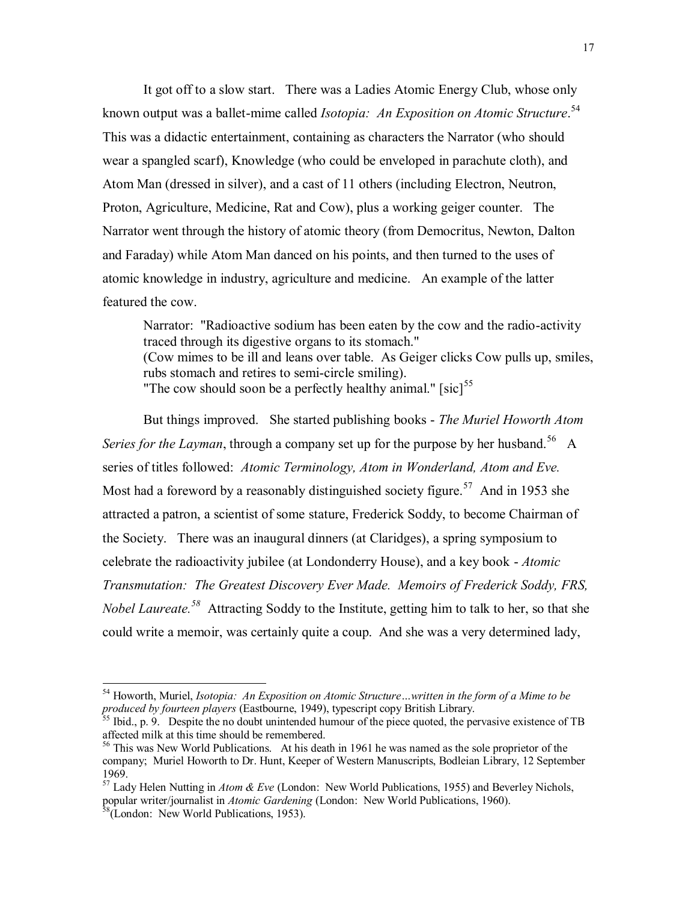It got off to a slow start. There was a Ladies Atomic Energy Club, whose only known output was a ballet-mime called *Isotopia: An Exposition on Atomic Structure*.[54] This was a didactic entertainment, containing as characters the Narrator (who should wear a spangled scarf), Knowledge (who could be enveloped in parachute cloth), and Atom Man (dressed in silver), and a cast of 11 others (including Electron, Neutron, Proton, Agriculture, Medicine, Rat and Cow), plus a working geiger counter. The Narrator went through the history of atomic theory (from Democritus, Newton, Dalton and Faraday) while Atom Man danced on his points, and then turned to the uses of atomic knowledge in industry, agriculture and medicine. An example of the latter featured the cow.

> Narrator: "Radioactive sodium has been eaten by the cow and the radio-activity traced through its digestive organs to its stomach."
> (Cow mimes to be ill and leans over table. As Geiger clicks Cow pulls up, smiles, rubs stomach and retires to semi-circle smiling).
> "The cow should soon be a perfectly healthy animal." [sic][55]

But things improved. She started publishing books - *The Muriel Howorth Atom Series for the Layman*, through a company set up for the purpose by her husband.[56] A series of titles followed: *Atomic Terminology, Atom in Wonderland, Atom and Eve.* Most had a foreword by a reasonably distinguished society figure.[57] And in 1953 she attracted a patron, a scientist of some stature, Frederick Soddy, to become Chairman of the Society. There was an inaugural dinners (at Claridges), a spring symposium to celebrate the radioactivity jubilee (at Londonderry House), and a key book - *Atomic Transmutation: The Greatest Discovery Ever Made. Memoirs of Frederick Soddy, FRS, Nobel Laureate.*[58] Attracting Soddy to the Institute, getting him to talk to her, so that she could write a memoir, was certainly quite a coup. And she was a very determined lady,

---

[54] Howorth, Muriel, *Isotopia: An Exposition on Atomic Structure…written in the form of a Mime to be produced by fourteen players* (Eastbourne, 1949), typescript copy British Library.

[55] Ibid., p. 9. Despite the no doubt unintended humour of the piece quoted, the pervasive existence of TB affected milk at this time should be remembered.

[56] This was New World Publications. At his death in 1961 he was named as the sole proprietor of the company; Muriel Howorth to Dr. Hunt, Keeper of Western Manuscripts, Bodleian Library, 12 September 1969.

[57] Lady Helen Nutting in *Atom & Eve* (London: New World Publications, 1955) and Beverley Nichols, popular writer/journalist in *Atomic Gardening* (London: New World Publications, 1960).

[58] (London: New World Publications, 1953).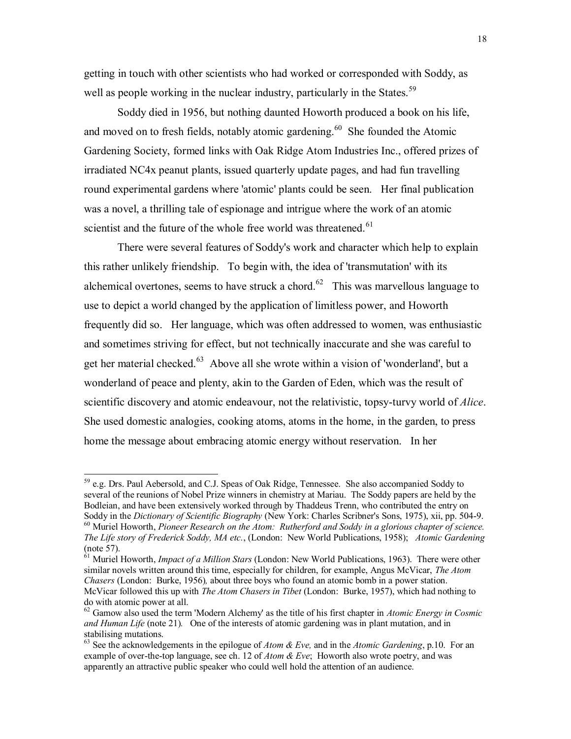getting in touch with other scientists who had worked or corresponded with Soddy, as well as people working in the nuclear industry, particularly in the States.[59]

Soddy died in 1956, but nothing daunted Howorth produced a book on his life, and moved on to fresh fields, notably atomic gardening.[60] She founded the Atomic Gardening Society, formed links with Oak Ridge Atom Industries Inc., offered prizes of irradiated NC4x peanut plants, issued quarterly update pages, and had fun travelling round experimental gardens where 'atomic' plants could be seen. Her final publication was a novel, a thrilling tale of espionage and intrigue where the work of an atomic scientist and the future of the whole free world was threatened.[61]

There were several features of Soddy's work and character which help to explain this rather unlikely friendship. To begin with, the idea of 'transmutation' with its alchemical overtones, seems to have struck a chord.[62] This was marvellous language to use to depict a world changed by the application of limitless power, and Howorth frequently did so. Her language, which was often addressed to women, was enthusiastic and sometimes striving for effect, but not technically inaccurate and she was careful to get her material checked.[63] Above all she wrote within a vision of 'wonderland', but a wonderland of peace and plenty, akin to the Garden of Eden, which was the result of scientific discovery and atomic endeavour, not the relativistic, topsy-turvy world of *Alice*. She used domestic analogies, cooking atoms, atoms in the home, in the garden, to press home the message about embracing atomic energy without reservation. In her

---

[59] e.g. Drs. Paul Aebersold, and C.J. Speas of Oak Ridge, Tennessee. She also accompanied Soddy to several of the reunions of Nobel Prize winners in chemistry at Mariau. The Soddy papers are held by the Bodleian, and have been extensively worked through by Thaddeus Trenn, who contributed the entry on Soddy in the *Dictionary of Scientific Biography* (New York: Charles Scribner's Sons, 1975), xii, pp. 504-9.

[60] Muriel Howorth, *Pioneer Research on the Atom: Rutherford and Soddy in a glorious chapter of science. The Life story of Frederick Soddy, MA etc.*, (London: New World Publications, 1958); *Atomic Gardening* (note 57).

[61] Muriel Howorth, *Impact of a Million Stars* (London: New World Publications, 1963). There were other similar novels written around this time, especially for children, for example, Angus McVicar, *The Atom Chasers* (London: Burke, 1956), about three boys who found an atomic bomb in a power station. McVicar followed this up with *The Atom Chasers in Tibet* (London: Burke, 1957), which had nothing to do with atomic power at all.

[62] Gamow also used the term 'Modern Alchemy' as the title of his first chapter in *Atomic Energy in Cosmic and Human Life* (note 21). One of the interests of atomic gardening was in plant mutation, and in stabilising mutations.

[63] See the acknowledgements in the epilogue of *Atom & Eve,* and in the *Atomic Gardening*, p.10. For an example of over-the-top language, see ch. 12 of *Atom & Eve*; Howorth also wrote poetry, and was apparently an attractive public speaker who could well hold the attention of an audience.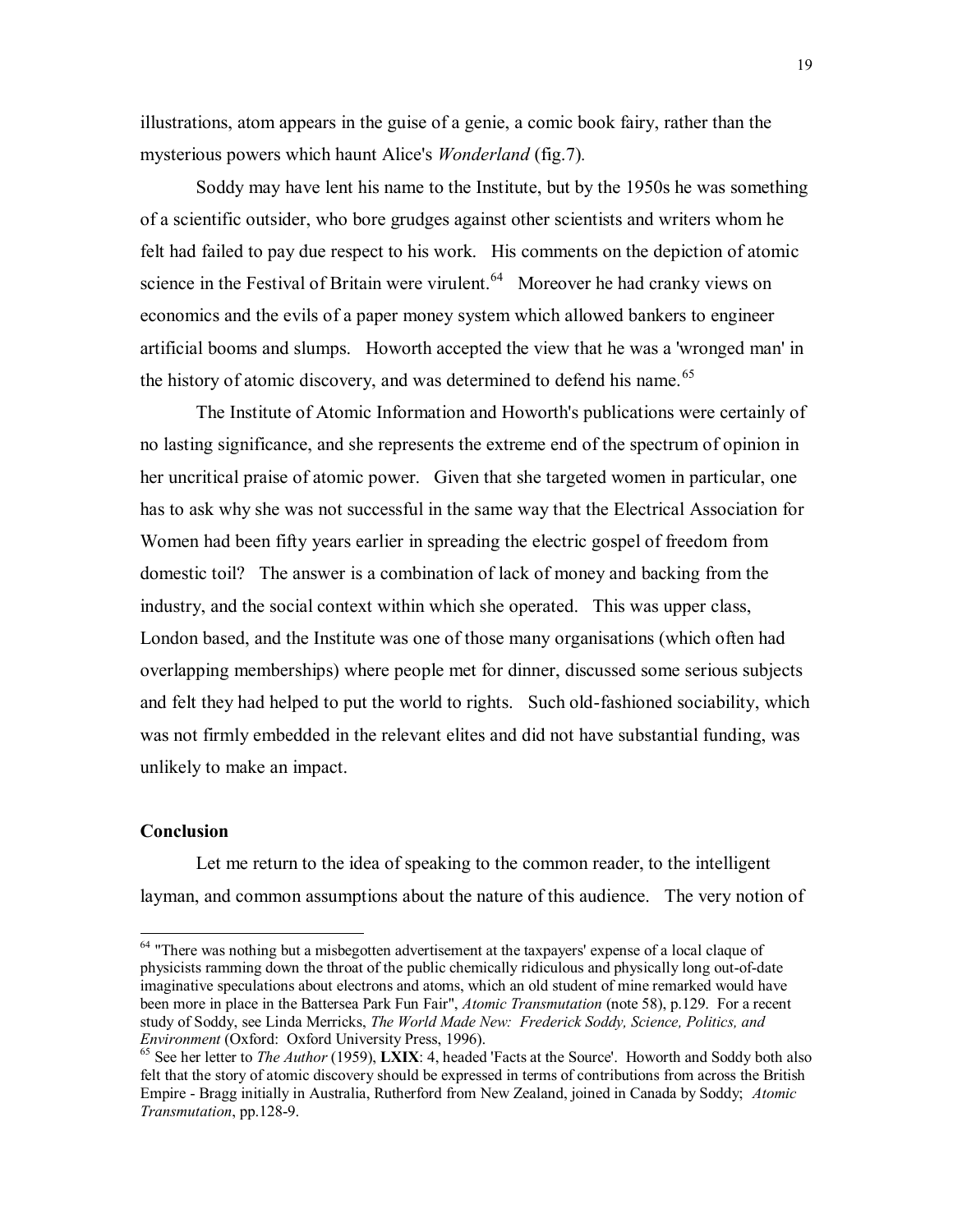illustrations, atom appears in the guise of a genie, a comic book fairy, rather than the mysterious powers which haunt Alice's *Wonderland* (fig.7).

Soddy may have lent his name to the Institute, but by the 1950s he was something of a scientific outsider, who bore grudges against other scientists and writers whom he felt had failed to pay due respect to his work. His comments on the depiction of atomic science in the Festival of Britain were virulent.[64] Moreover he had cranky views on economics and the evils of a paper money system which allowed bankers to engineer artificial booms and slumps. Howorth accepted the view that he was a 'wronged man' in the history of atomic discovery, and was determined to defend his name.[65]

The Institute of Atomic Information and Howorth's publications were certainly of no lasting significance, and she represents the extreme end of the spectrum of opinion in her uncritical praise of atomic power. Given that she targeted women in particular, one has to ask why she was not successful in the same way that the Electrical Association for Women had been fifty years earlier in spreading the electric gospel of freedom from domestic toil? The answer is a combination of lack of money and backing from the industry, and the social context within which she operated. This was upper class, London based, and the Institute was one of those many organisations (which often had overlapping memberships) where people met for dinner, discussed some serious subjects and felt they had helped to put the world to rights. Such old-fashioned sociability, which was not firmly embedded in the relevant elites and did not have substantial funding, was unlikely to make an impact.

## Conclusion

Let me return to the idea of speaking to the common reader, to the intelligent layman, and common assumptions about the nature of this audience. The very notion of

---

[64] "There was nothing but a misbegotten advertisement at the taxpayers' expense of a local claque of physicists ramming down the throat of the public chemically ridiculous and physically long out-of-date imaginative speculations about electrons and atoms, which an old student of mine remarked would have been more in place in the Battersea Park Fun Fair", *Atomic Transmutation* (note 58), p.129. For a recent study of Soddy, see Linda Merricks, *The World Made New: Frederick Soddy, Science, Politics, and Environment* (Oxford: Oxford University Press, 1996).

[65] See her letter to *The Author* (1959), **LXIX**: 4, headed 'Facts at the Source'. Howorth and Soddy both also felt that the story of atomic discovery should be expressed in terms of contributions from across the British Empire - Bragg initially in Australia, Rutherford from New Zealand, joined in Canada by Soddy; *Atomic Transmutation*, pp.128-9.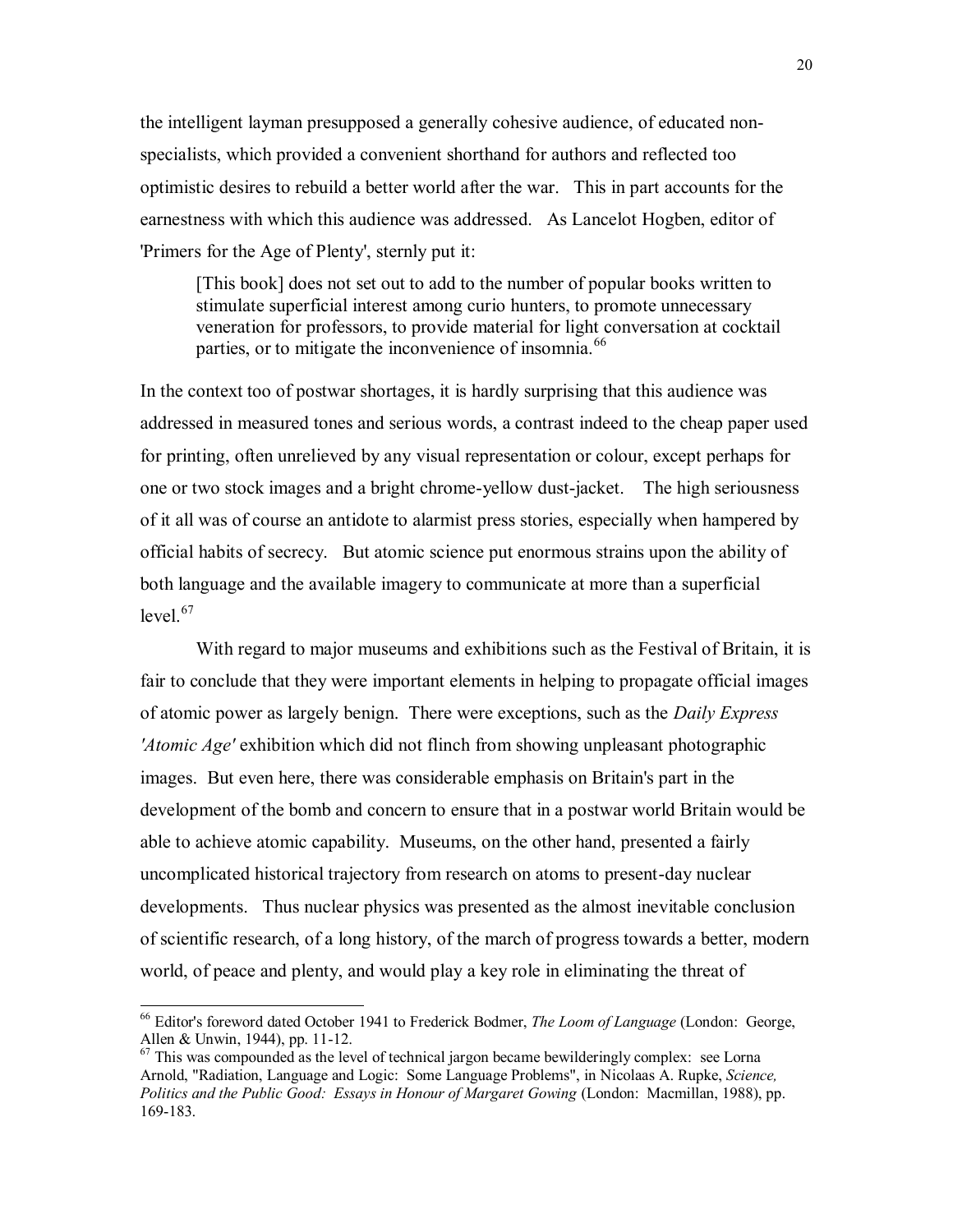the intelligent layman presupposed a generally cohesive audience, of educated non-specialists, which provided a convenient shorthand for authors and reflected too optimistic desires to rebuild a better world after the war. This in part accounts for the earnestness with which this audience was addressed. As Lancelot Hogben, editor of 'Primers for the Age of Plenty', sternly put it:

> [This book] does not set out to add to the number of popular books written to stimulate superficial interest among curio hunters, to promote unnecessary veneration for professors, to provide material for light conversation at cocktail parties, or to mitigate the inconvenience of insomnia.[66]

In the context too of postwar shortages, it is hardly surprising that this audience was addressed in measured tones and serious words, a contrast indeed to the cheap paper used for printing, often unrelieved by any visual representation or colour, except perhaps for one or two stock images and a bright chrome-yellow dust-jacket. The high seriousness of it all was of course an antidote to alarmist press stories, especially when hampered by official habits of secrecy. But atomic science put enormous strains upon the ability of both language and the available imagery to communicate at more than a superficial level.[67]

With regard to major museums and exhibitions such as the Festival of Britain, it is fair to conclude that they were important elements in helping to propagate official images of atomic power as largely benign. There were exceptions, such as the *Daily Express 'Atomic Age'* exhibition which did not flinch from showing unpleasant photographic images. But even here, there was considerable emphasis on Britain's part in the development of the bomb and concern to ensure that in a postwar world Britain would be able to achieve atomic capability. Museums, on the other hand, presented a fairly uncomplicated historical trajectory from research on atoms to present-day nuclear developments. Thus nuclear physics was presented as the almost inevitable conclusion of scientific research, of a long history, of the march of progress towards a better, modern world, of peace and plenty, and would play a key role in eliminating the threat of

---

[66] Editor's foreword dated October 1941 to Frederick Bodmer, *The Loom of Language* (London: George, Allen & Unwin, 1944), pp. 11-12.

[67] This was compounded as the level of technical jargon became bewilderingly complex: see Lorna Arnold, "Radiation, Language and Logic: Some Language Problems", in Nicolaas A. Rupke, *Science, Politics and the Public Good: Essays in Honour of Margaret Gowing* (London: Macmillan, 1988), pp. 169-183.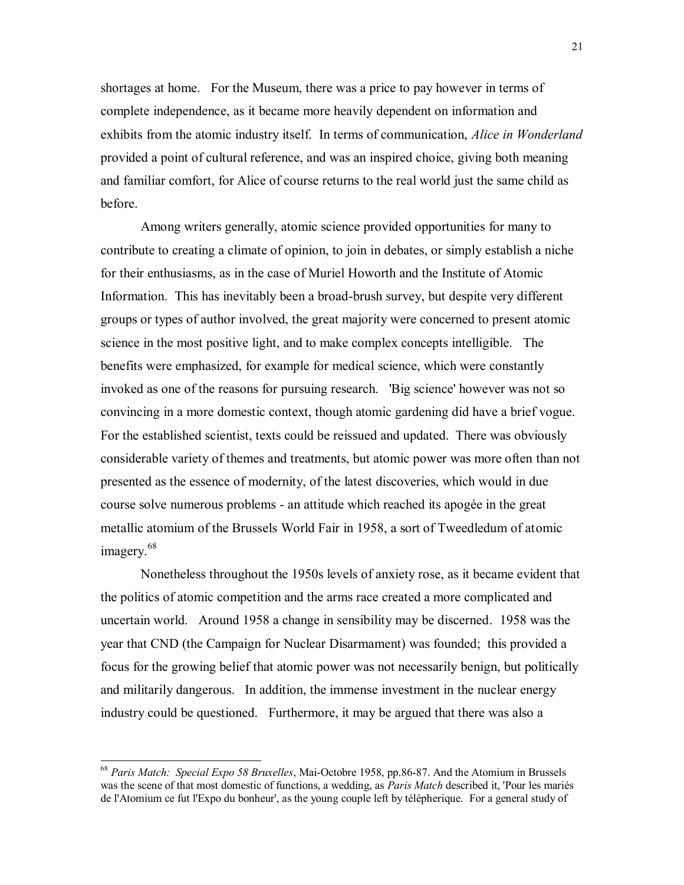shortages at home. For the Museum, there was a price to pay however in terms of complete independence, as it became more heavily dependent on information and exhibits from the atomic industry itself. In terms of communication, *Alice in Wonderland* provided a point of cultural reference, and was an inspired choice, giving both meaning and familiar comfort, for Alice of course returns to the real world just the same child as before.

Among writers generally, atomic science provided opportunities for many to contribute to creating a climate of opinion, to join in debates, or simply establish a niche for their enthusiasms, as in the case of Muriel Howorth and the Institute of Atomic Information. This has inevitably been a broad-brush survey, but despite very different groups or types of author involved, the great majority were concerned to present atomic science in the most positive light, and to make complex concepts intelligible. The benefits were emphasized, for example for medical science, which were constantly invoked as one of the reasons for pursuing research. 'Big science' however was not so convincing in a more domestic context, though atomic gardening did have a brief vogue. For the established scientist, texts could be reissued and updated. There was obviously considerable variety of themes and treatments, but atomic power was more often than not presented as the essence of modernity, of the latest discoveries, which would in due course solve numerous problems - an attitude which reached its apogée in the great metallic atomium of the Brussels World Fair in 1958, a sort of Tweedledum of atomic imagery.[68]

Nonetheless throughout the 1950s levels of anxiety rose, as it became evident that the politics of atomic competition and the arms race created a more complicated and uncertain world. Around 1958 a change in sensibility may be discerned. 1958 was the year that CND (the Campaign for Nuclear Disarmament) was founded; this provided a focus for the growing belief that atomic power was not necessarily benign, but politically and militarily dangerous. In addition, the immense investment in the nuclear energy industry could be questioned. Furthermore, it may be argued that there was also a

---

[68] *Paris Match: Special Expo 58 Bruxelles*, Mai-Octobre 1958, pp.86-87. And the Atomium in Brussels was the scene of that most domestic of functions, a wedding, as *Paris Match* described it, 'Pour les mariés de l'Atomium ce fut l'Expo du bonheur', as the young couple left by télépherique. For a general study of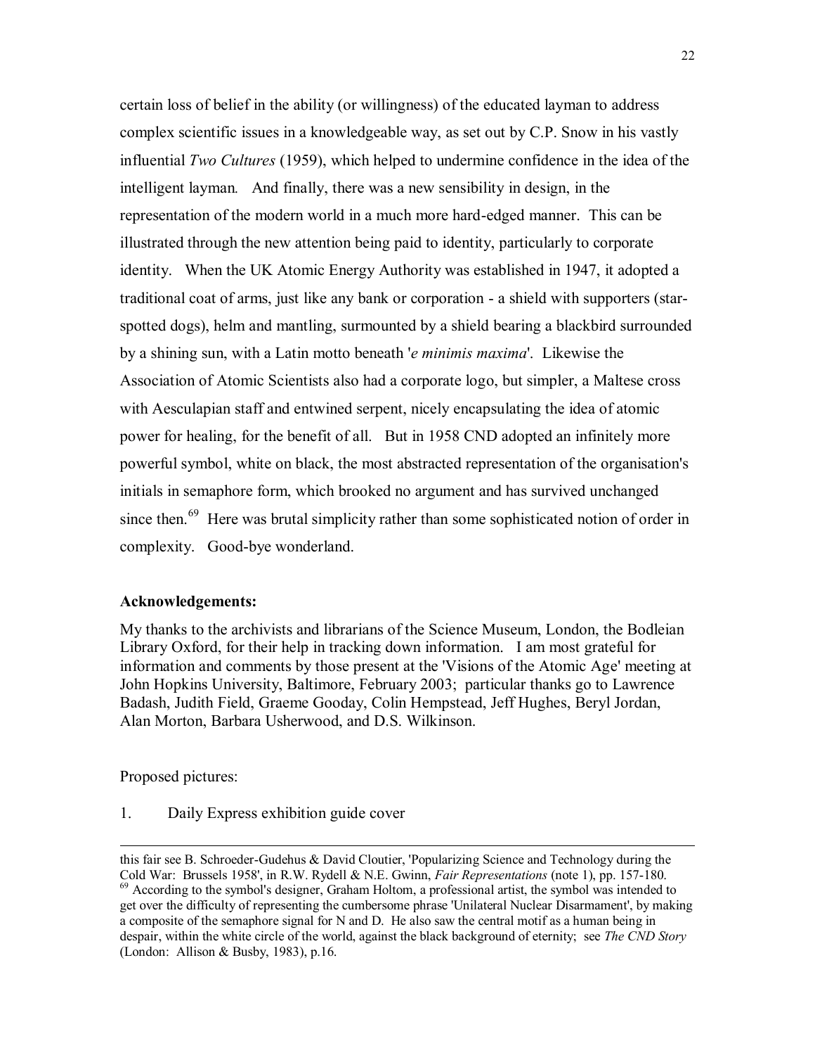certain loss of belief in the ability (or willingness) of the educated layman to address complex scientific issues in a knowledgeable way, as set out by C.P. Snow in his vastly influential *Two Cultures* (1959), which helped to undermine confidence in the idea of the intelligent layman. And finally, there was a new sensibility in design, in the representation of the modern world in a much more hard-edged manner. This can be illustrated through the new attention being paid to identity, particularly to corporate identity. When the UK Atomic Energy Authority was established in 1947, it adopted a traditional coat of arms, just like any bank or corporation - a shield with supporters (star-spotted dogs), helm and mantling, surmounted by a shield bearing a blackbird surrounded by a shining sun, with a Latin motto beneath '*e minimis maxima*'. Likewise the Association of Atomic Scientists also had a corporate logo, but simpler, a Maltese cross with Aesculapian staff and entwined serpent, nicely encapsulating the idea of atomic power for healing, for the benefit of all. But in 1958 CND adopted an infinitely more powerful symbol, white on black, the most abstracted representation of the organisation's initials in semaphore form, which brooked no argument and has survived unchanged since then.[69] Here was brutal simplicity rather than some sophisticated notion of order in complexity. Good-bye wonderland.

**Acknowledgements:**

My thanks to the archivists and librarians of the Science Museum, London, the Bodleian Library Oxford, for their help in tracking down information. I am most grateful for information and comments by those present at the 'Visions of the Atomic Age' meeting at John Hopkins University, Baltimore, February 2003; particular thanks go to Lawrence Badash, Judith Field, Graeme Gooday, Colin Hempstead, Jeff Hughes, Beryl Jordan, Alan Morton, Barbara Usherwood, and D.S. Wilkinson.

Proposed pictures:

1. Daily Express exhibition guide cover

---

this fair see B. Schroeder-Gudehus & David Cloutier, 'Popularizing Science and Technology during the Cold War: Brussels 1958', in R.W. Rydell & N.E. Gwinn, *Fair Representations* (note 1), pp. 157-180.

[69] According to the symbol's designer, Graham Holtom, a professional artist, the symbol was intended to get over the difficulty of representing the cumbersome phrase 'Unilateral Nuclear Disarmament', by making a composite of the semaphore signal for N and D. He also saw the central motif as a human being in despair, within the white circle of the world, against the black background of eternity; see *The CND Story* (London: Allison & Busby, 1983), p.16.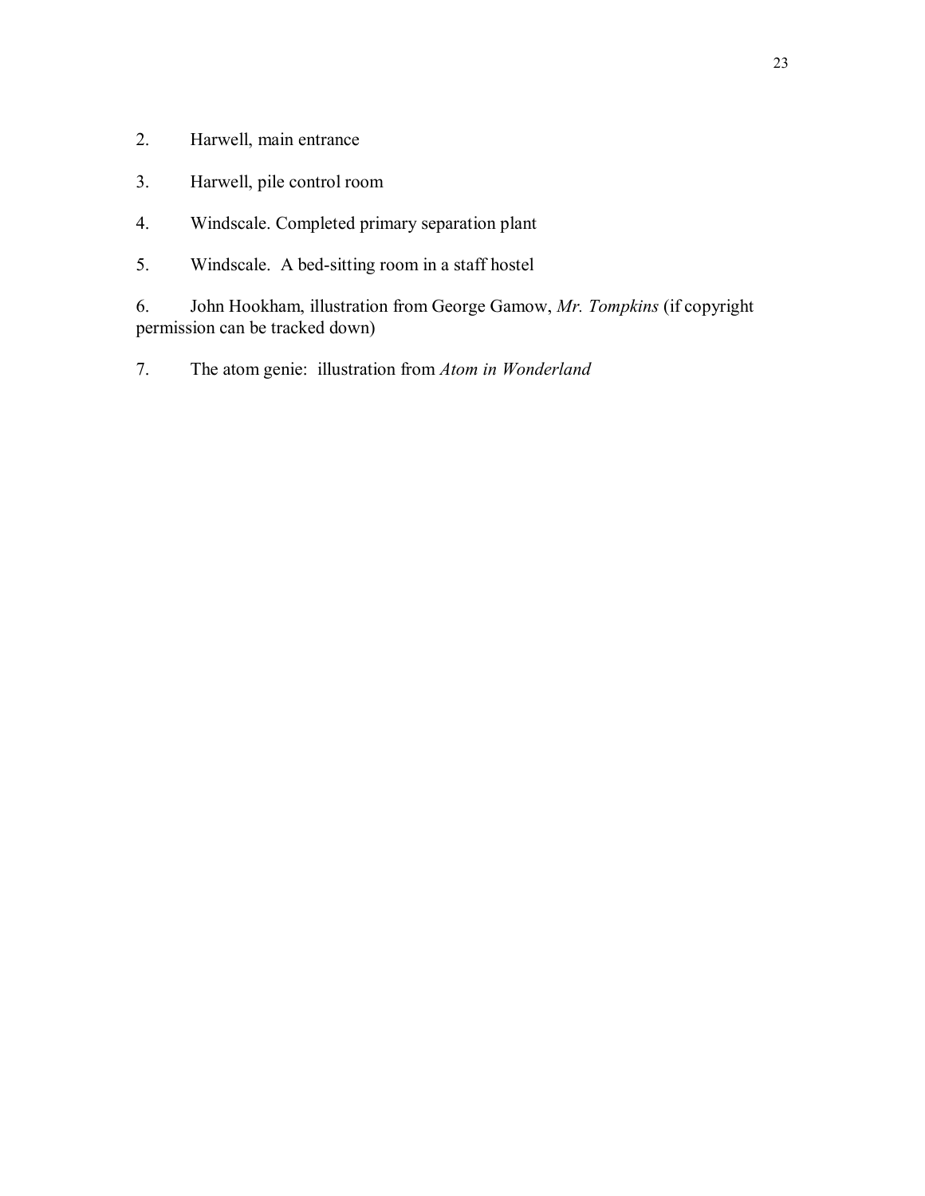2. Harwell, main entrance

3. Harwell, pile control room

4. Windscale. Completed primary separation plant

5. Windscale. A bed-sitting room in a staff hostel

6. John Hookham, illustration from George Gamow, *Mr. Tompkins* (if copyright permission can be tracked down)

7. The atom genie: illustration from *Atom in Wonderland*